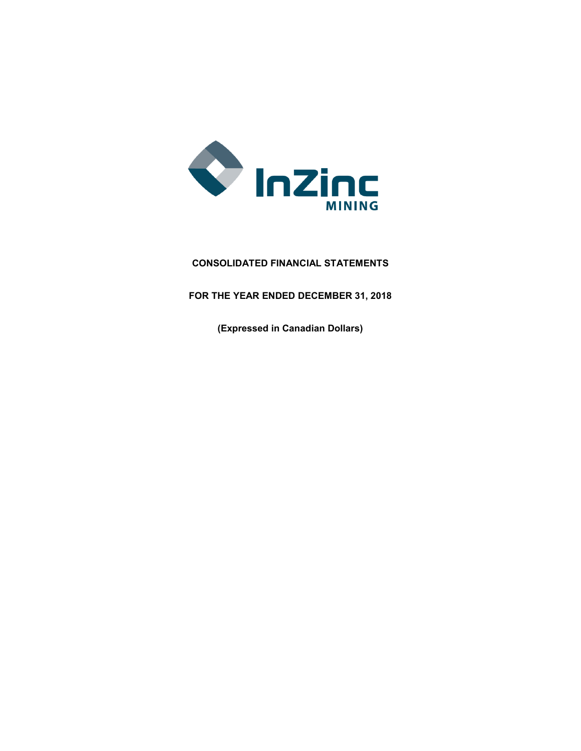InZinc MINING

**CONSOLIDATED FINANCIAL STATEMENTS**

**FOR THE YEAR ENDED DECEMBER 31, 2018**

**(Expressed in Canadian Dollars)**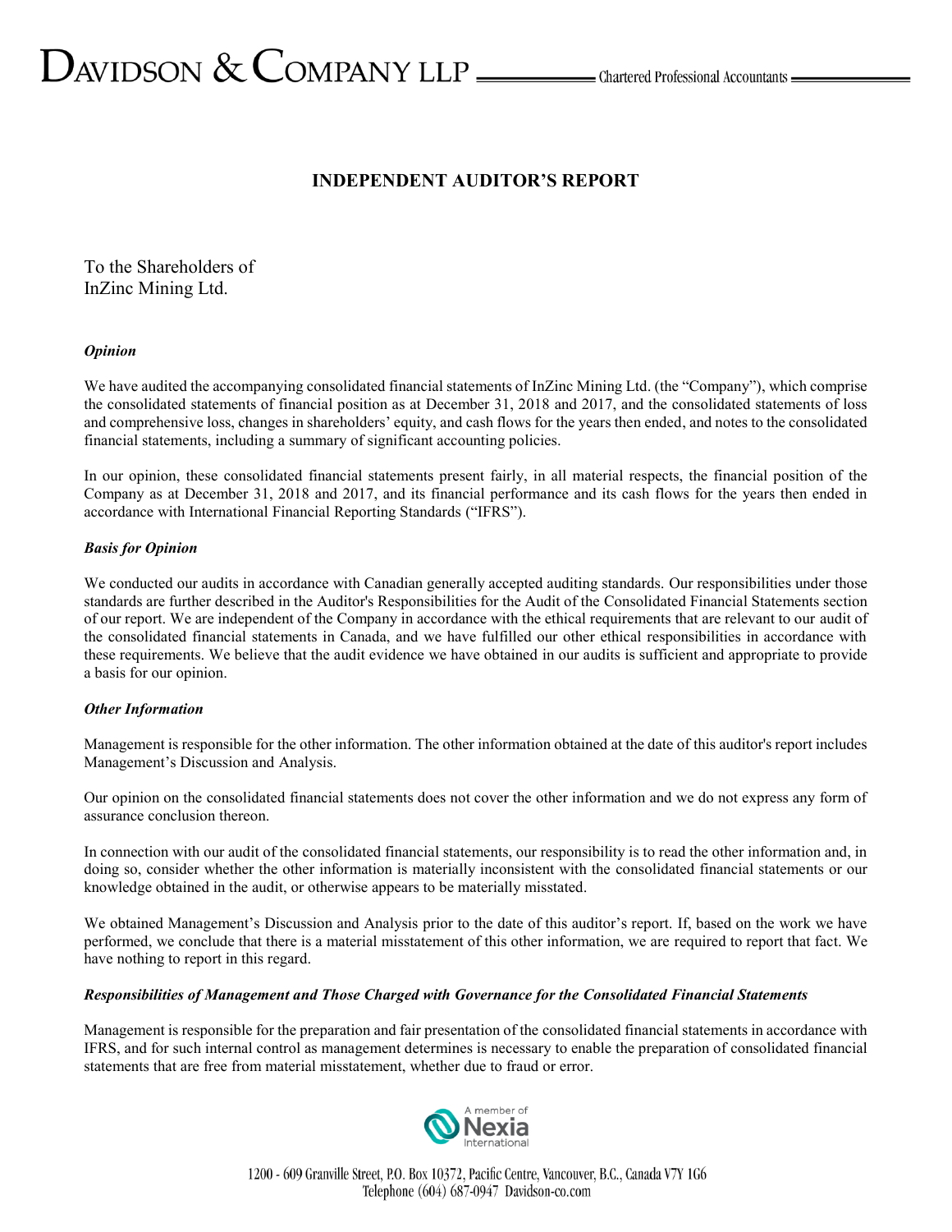# INDEPENDENT AUDITOR'S REPORT

To the Shareholders of
InZinc Mining Ltd.

***Opinion***

We have audited the accompanying consolidated financial statements of InZinc Mining Ltd. (the "Company"), which comprise the consolidated statements of financial position as at December 31, 2018 and 2017, and the consolidated statements of loss and comprehensive loss, changes in shareholders' equity, and cash flows for the years then ended, and notes to the consolidated financial statements, including a summary of significant accounting policies.

In our opinion, these consolidated financial statements present fairly, in all material respects, the financial position of the Company as at December 31, 2018 and 2017, and its financial performance and its cash flows for the years then ended in accordance with International Financial Reporting Standards ("IFRS").

***Basis for Opinion***

We conducted our audits in accordance with Canadian generally accepted auditing standards. Our responsibilities under those standards are further described in the Auditor's Responsibilities for the Audit of the Consolidated Financial Statements section of our report. We are independent of the Company in accordance with the ethical requirements that are relevant to our audit of the consolidated financial statements in Canada, and we have fulfilled our other ethical responsibilities in accordance with these requirements. We believe that the audit evidence we have obtained in our audits is sufficient and appropriate to provide a basis for our opinion.

***Other Information***

Management is responsible for the other information. The other information obtained at the date of this auditor's report includes Management's Discussion and Analysis.

Our opinion on the consolidated financial statements does not cover the other information and we do not express any form of assurance conclusion thereon.

In connection with our audit of the consolidated financial statements, our responsibility is to read the other information and, in doing so, consider whether the other information is materially inconsistent with the consolidated financial statements or our knowledge obtained in the audit, or otherwise appears to be materially misstated.

We obtained Management's Discussion and Analysis prior to the date of this auditor's report. If, based on the work we have performed, we conclude that there is a material misstatement of this other information, we are required to report that fact. We have nothing to report in this regard.

***Responsibilities of Management and Those Charged with Governance for the Consolidated Financial Statements***

Management is responsible for the preparation and fair presentation of the consolidated financial statements in accordance with IFRS, and for such internal control as management determines is necessary to enable the preparation of consolidated financial statements that are free from material misstatement, whether due to fraud or error.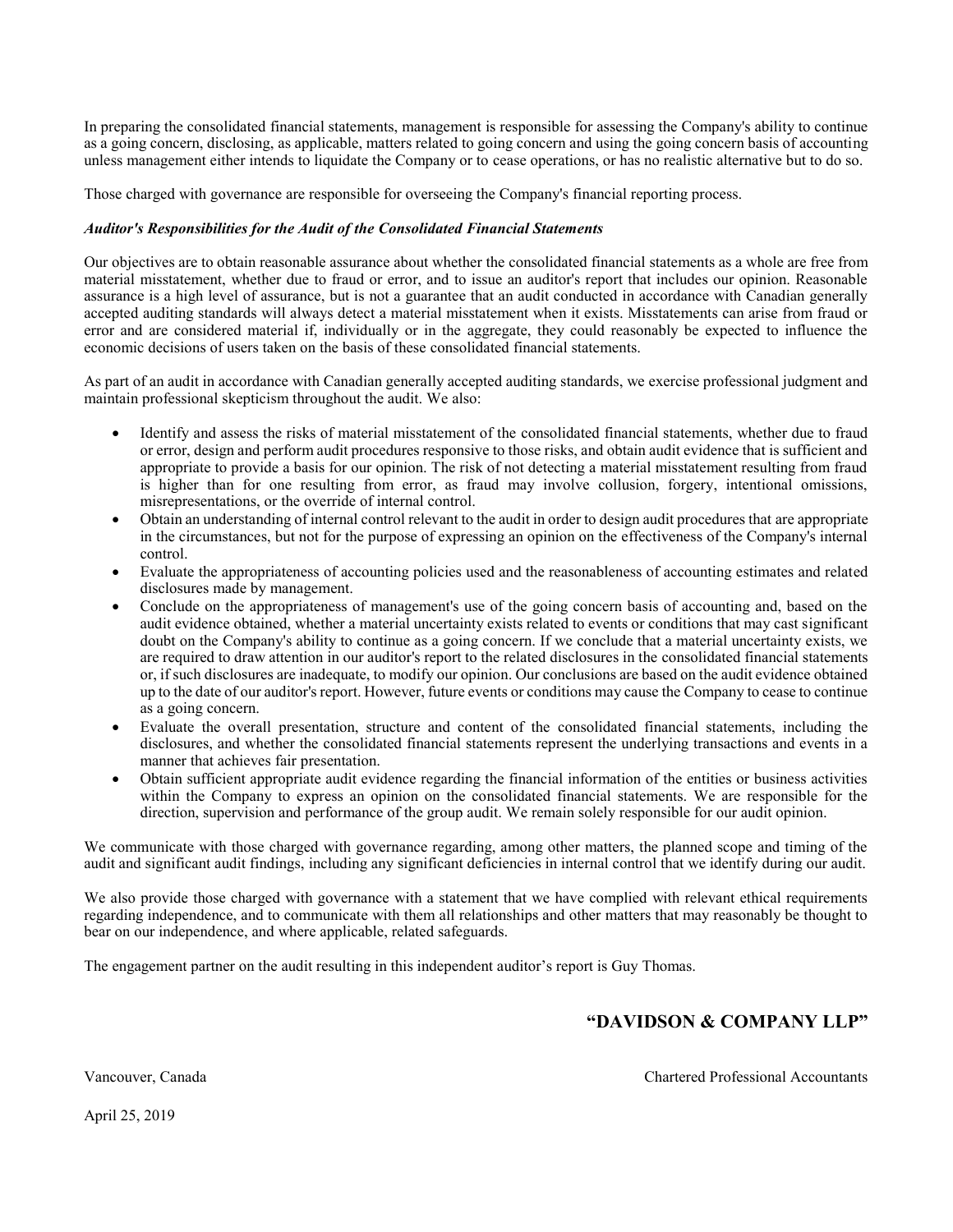In preparing the consolidated financial statements, management is responsible for assessing the Company's ability to continue as a going concern, disclosing, as applicable, matters related to going concern and using the going concern basis of accounting unless management either intends to liquidate the Company or to cease operations, or has no realistic alternative but to do so.

Those charged with governance are responsible for overseeing the Company's financial reporting process.

***Auditor's Responsibilities for the Audit of the Consolidated Financial Statements***

Our objectives are to obtain reasonable assurance about whether the consolidated financial statements as a whole are free from material misstatement, whether due to fraud or error, and to issue an auditor's report that includes our opinion. Reasonable assurance is a high level of assurance, but is not a guarantee that an audit conducted in accordance with Canadian generally accepted auditing standards will always detect a material misstatement when it exists. Misstatements can arise from fraud or error and are considered material if, individually or in the aggregate, they could reasonably be expected to influence the economic decisions of users taken on the basis of these consolidated financial statements.

As part of an audit in accordance with Canadian generally accepted auditing standards, we exercise professional judgment and maintain professional skepticism throughout the audit. We also:

- Identify and assess the risks of material misstatement of the consolidated financial statements, whether due to fraud or error, design and perform audit procedures responsive to those risks, and obtain audit evidence that is sufficient and appropriate to provide a basis for our opinion. The risk of not detecting a material misstatement resulting from fraud is higher than for one resulting from error, as fraud may involve collusion, forgery, intentional omissions, misrepresentations, or the override of internal control.
- Obtain an understanding of internal control relevant to the audit in order to design audit procedures that are appropriate in the circumstances, but not for the purpose of expressing an opinion on the effectiveness of the Company's internal control.
- Evaluate the appropriateness of accounting policies used and the reasonableness of accounting estimates and related disclosures made by management.
- Conclude on the appropriateness of management's use of the going concern basis of accounting and, based on the audit evidence obtained, whether a material uncertainty exists related to events or conditions that may cast significant doubt on the Company's ability to continue as a going concern. If we conclude that a material uncertainty exists, we are required to draw attention in our auditor's report to the related disclosures in the consolidated financial statements or, if such disclosures are inadequate, to modify our opinion. Our conclusions are based on the audit evidence obtained up to the date of our auditor's report. However, future events or conditions may cause the Company to cease to continue as a going concern.
- Evaluate the overall presentation, structure and content of the consolidated financial statements, including the disclosures, and whether the consolidated financial statements represent the underlying transactions and events in a manner that achieves fair presentation.
- Obtain sufficient appropriate audit evidence regarding the financial information of the entities or business activities within the Company to express an opinion on the consolidated financial statements. We are responsible for the direction, supervision and performance of the group audit. We remain solely responsible for our audit opinion.

We communicate with those charged with governance regarding, among other matters, the planned scope and timing of the audit and significant audit findings, including any significant deficiencies in internal control that we identify during our audit.

We also provide those charged with governance with a statement that we have complied with relevant ethical requirements regarding independence, and to communicate with them all relationships and other matters that may reasonably be thought to bear on our independence, and where applicable, related safeguards.

The engagement partner on the audit resulting in this independent auditor's report is Guy Thomas.

**"DAVIDSON & COMPANY LLP"**

Vancouver, Canada

Chartered Professional Accountants

April 25, 2019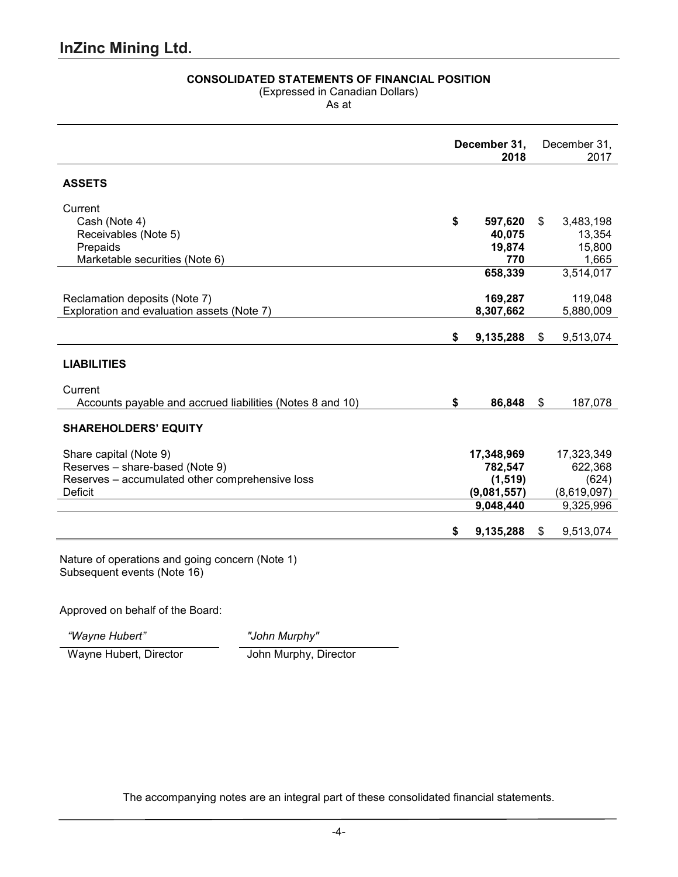# InZinc Mining Ltd.

**CONSOLIDATED STATEMENTS OF FINANCIAL POSITION**

(Expressed in Canadian Dollars)

As at

| | **December 31, 2018** | December 31, 2017 |
|---|---|---|
| **ASSETS** | | |
| Current | | |
| Cash (Note 4) | **$ 597,620** | $ 3,483,198 |
| Receivables (Note 5) | **40,075** | 13,354 |
| Prepaids | **19,874** | 15,800 |
| Marketable securities (Note 6) | **770** | 1,665 |
| | **658,339** | 3,514,017 |
| Reclamation deposits (Note 7) | **169,287** | 119,048 |
| Exploration and evaluation assets (Note 7) | **8,307,662** | 5,880,009 |
| | **$ 9,135,288** | $ 9,513,074 |
| **LIABILITIES** | | |
| Current | | |
| Accounts payable and accrued liabilities (Notes 8 and 10) | **$ 86,848** | $ 187,078 |
| **SHAREHOLDERS' EQUITY** | | |
| Share capital (Note 9) | **17,348,969** | 17,323,349 |
| Reserves – share-based (Note 9) | **782,547** | 622,368 |
| Reserves – accumulated other comprehensive loss | **(1,519)** | (624) |
| Deficit | **(9,081,557)** | (8,619,097) |
| | **9,048,440** | 9,325,996 |
| | **$ 9,135,288** | $ 9,513,074 |

Nature of operations and going concern (Note 1)
Subsequent events (Note 16)

Approved on behalf of the Board:

| *"Wayne Hubert"* | *"John Murphy"* |
|---|---|
| Wayne Hubert, Director | John Murphy, Director |

The accompanying notes are an integral part of these consolidated financial statements.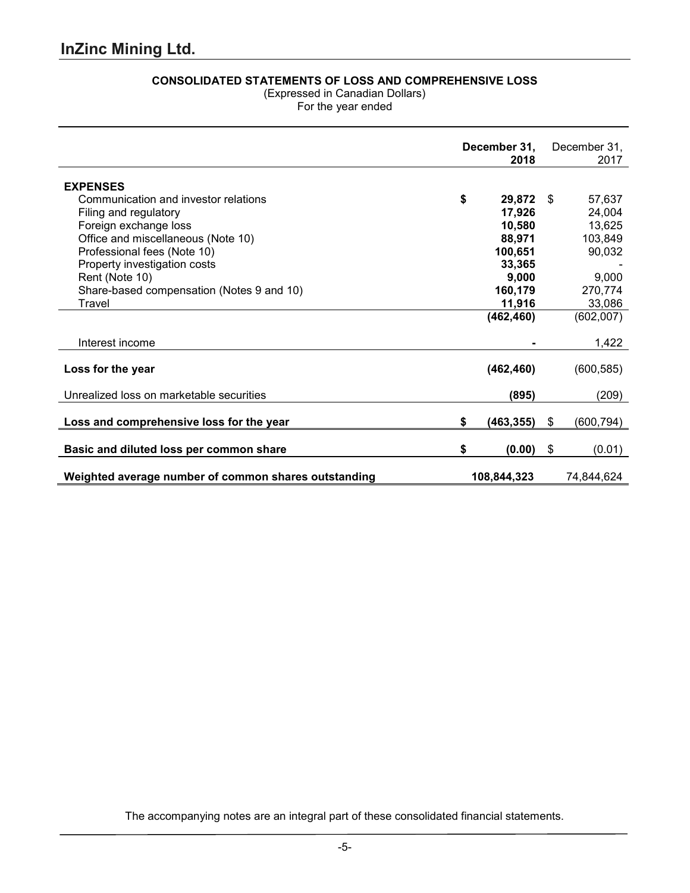# InZinc Mining Ltd.

## CONSOLIDATED STATEMENTS OF LOSS AND COMPREHENSIVE LOSS

(Expressed in Canadian Dollars)
For the year ended

| | December 31, 2018 | December 31, 2017 |
|---|---|---|
| **EXPENSES** | | |
| Communication and investor relations | **$ 29,872** | $ 57,637 |
| Filing and regulatory | **17,926** | 24,004 |
| Foreign exchange loss | **10,580** | 13,625 |
| Office and miscellaneous (Note 10) | **88,971** | 103,849 |
| Professional fees (Note 10) | **100,651** | 90,032 |
| Property investigation costs | **33,365** | - |
| Rent (Note 10) | **9,000** | 9,000 |
| Share-based compensation (Notes 9 and 10) | **160,179** | 270,774 |
| Travel | **11,916** | 33,086 |
| | **(462,460)** | (602,007) |
| Interest income | **-** | 1,422 |
| **Loss for the year** | **(462,460)** | (600,585) |
| Unrealized loss on marketable securities | **(895)** | (209) |
| **Loss and comprehensive loss for the year** | **$ (463,355)** | $ (600,794) |
| **Basic and diluted loss per common share** | **$ (0.00)** | $ (0.01) |
| **Weighted average number of common shares outstanding** | **108,844,323** | 74,844,624 |

The accompanying notes are an integral part of these consolidated financial statements.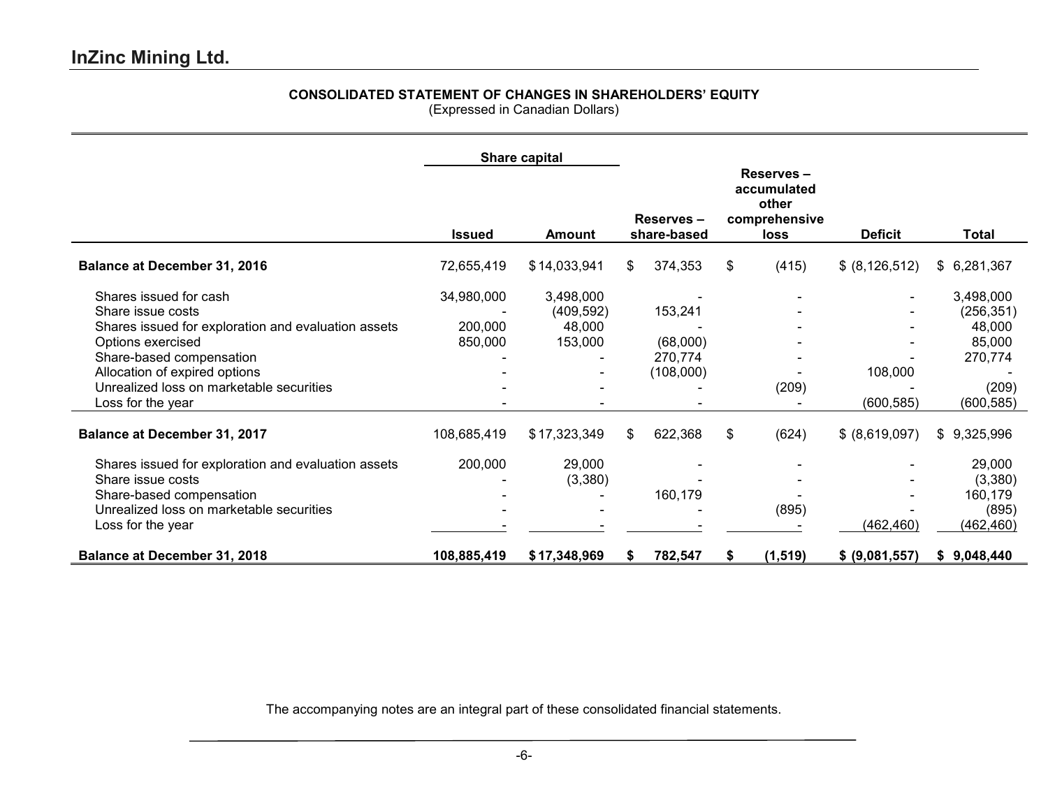## InZinc Mining Ltd.

**CONSOLIDATED STATEMENT OF CHANGES IN SHAREHOLDERS' EQUITY**
(Expressed in Canadian Dollars)

| | Share capital | | | | | |
|---|---|---|---|---|---|---|
| | Issued | Amount | Reserves – share-based | Reserves – accumulated other comprehensive loss | Deficit | Total |
| **Balance at December 31, 2016** | 72,655,419 | $ 14,033,941 | $ 374,353 | $ (415) | $ (8,126,512) | $ 6,281,367 |
| Shares issued for cash | 34,980,000 | 3,498,000 | - | - | - | 3,498,000 |
| Share issue costs | - | (409,592) | 153,241 | - | - | (256,351) |
| Shares issued for exploration and evaluation assets | 200,000 | 48,000 | - | - | - | 48,000 |
| Options exercised | 850,000 | 153,000 | (68,000) | - | - | 85,000 |
| Share-based compensation | - | - | 270,774 | - | - | 270,774 |
| Allocation of expired options | - | - | (108,000) | - | 108,000 | - |
| Unrealized loss on marketable securities | - | - | - | (209) | - | (209) |
| Loss for the year | - | - | - | - | (600,585) | (600,585) |
| **Balance at December 31, 2017** | 108,685,419 | $ 17,323,349 | $ 622,368 | $ (624) | $ (8,619,097) | $ 9,325,996 |
| Shares issued for exploration and evaluation assets | 200,000 | 29,000 | - | - | - | 29,000 |
| Share issue costs | - | (3,380) | - | - | - | (3,380) |
| Share-based compensation | - | - | 160,179 | - | - | 160,179 |
| Unrealized loss on marketable securities | - | - | - | (895) | - | (895) |
| Loss for the year | - | - | - | - | (462,460) | (462,460) |
| **Balance at December 31, 2018** | **108,885,419** | **$ 17,348,969** | **$ 782,547** | **$ (1,519)** | **$ (9,081,557)** | **$ 9,048,440** |

The accompanying notes are an integral part of these consolidated financial statements.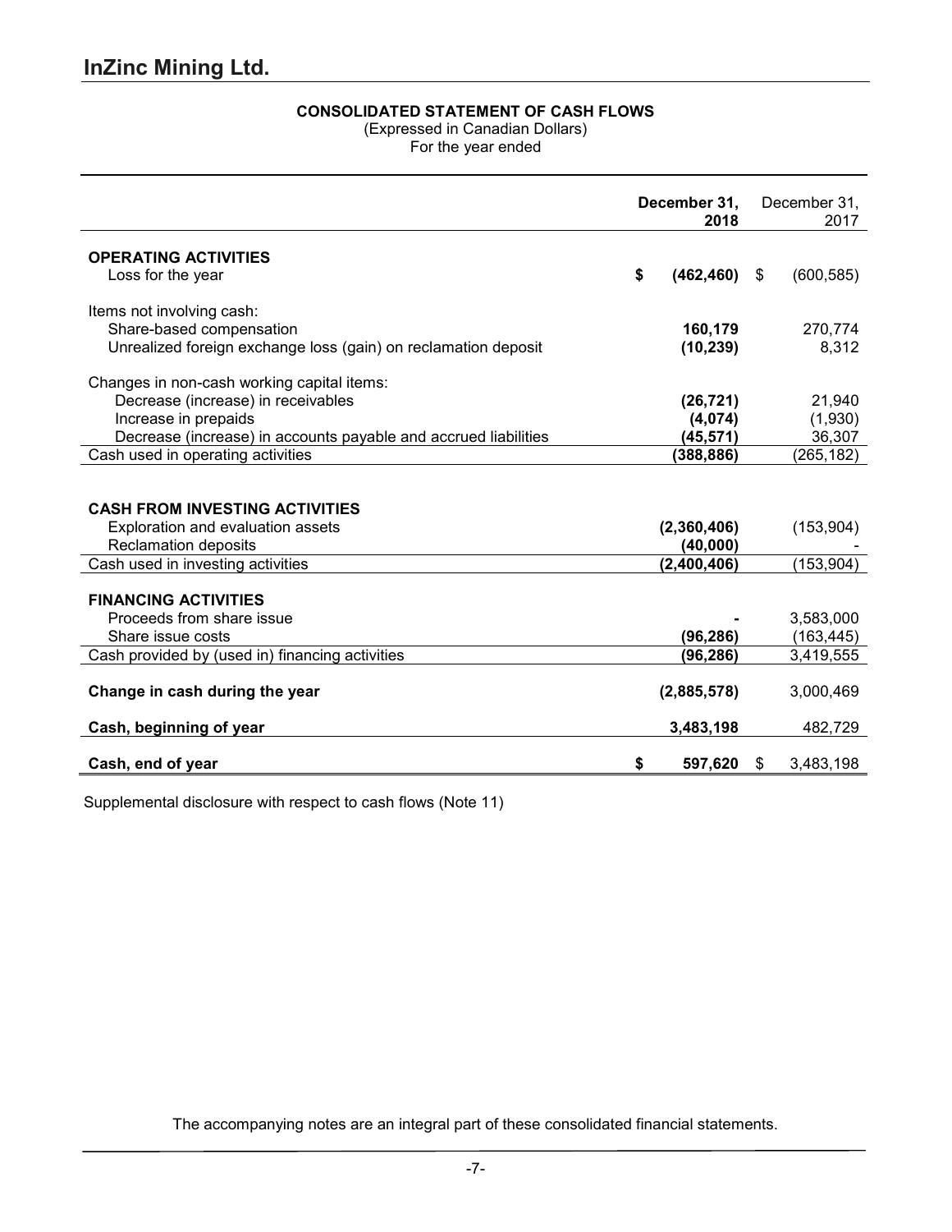# InZinc Mining Ltd.

**CONSOLIDATED STATEMENT OF CASH FLOWS**

(Expressed in Canadian Dollars)

For the year ended

| | **December 31, 2018** | December 31, 2017 |
|---|---|---|
| **OPERATING ACTIVITIES** | | |
| Loss for the year | **$ (462,460)** | $ (600,585) |
| Items not involving cash: | | |
| Share-based compensation | **160,179** | 270,774 |
| Unrealized foreign exchange loss (gain) on reclamation deposit | **(10,239)** | 8,312 |
| Changes in non-cash working capital items: | | |
| Decrease (increase) in receivables | **(26,721)** | 21,940 |
| Increase in prepaids | **(4,074)** | (1,930) |
| Decrease (increase) in accounts payable and accrued liabilities | **(45,571)** | 36,307 |
| Cash used in operating activities | **(388,886)** | (265,182) |
| **CASH FROM INVESTING ACTIVITIES** | | |
| Exploration and evaluation assets | **(2,360,406)** | (153,904) |
| Reclamation deposits | **(40,000)** | - |
| Cash used in investing activities | **(2,400,406)** | (153,904) |
| **FINANCING ACTIVITIES** | | |
| Proceeds from share issue | **-** | 3,583,000 |
| Share issue costs | **(96,286)** | (163,445) |
| Cash provided by (used in) financing activities | **(96,286)** | 3,419,555 |
| **Change in cash during the year** | **(2,885,578)** | 3,000,469 |
| **Cash, beginning of year** | **3,483,198** | 482,729 |
| **Cash, end of year** | **$ 597,620** | $ 3,483,198 |

Supplemental disclosure with respect to cash flows (Note 11)

The accompanying notes are an integral part of these consolidated financial statements.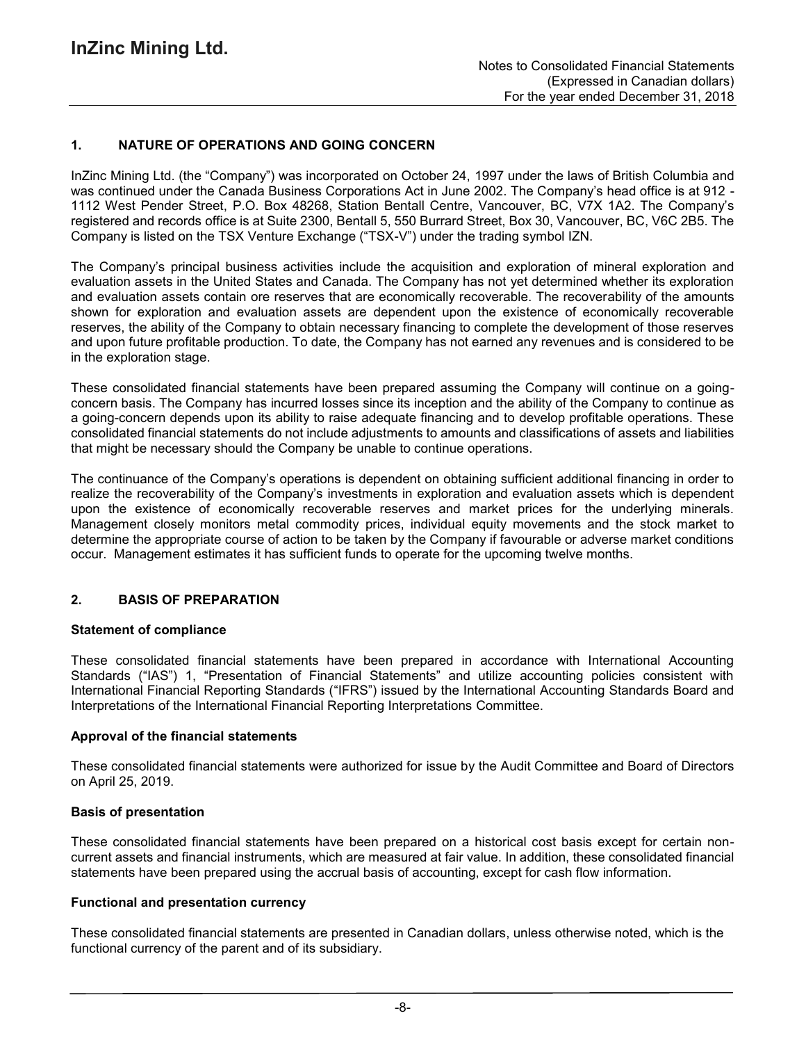## 1. NATURE OF OPERATIONS AND GOING CONCERN

InZinc Mining Ltd. (the "Company") was incorporated on October 24, 1997 under the laws of British Columbia and was continued under the Canada Business Corporations Act in June 2002. The Company's head office is at 912 - 1112 West Pender Street, P.O. Box 48268, Station Bentall Centre, Vancouver, BC, V7X 1A2. The Company's registered and records office is at Suite 2300, Bentall 5, 550 Burrard Street, Box 30, Vancouver, BC, V6C 2B5. The Company is listed on the TSX Venture Exchange ("TSX-V") under the trading symbol IZN.

The Company's principal business activities include the acquisition and exploration of mineral exploration and evaluation assets in the United States and Canada. The Company has not yet determined whether its exploration and evaluation assets contain ore reserves that are economically recoverable. The recoverability of the amounts shown for exploration and evaluation assets are dependent upon the existence of economically recoverable reserves, the ability of the Company to obtain necessary financing to complete the development of those reserves and upon future profitable production. To date, the Company has not earned any revenues and is considered to be in the exploration stage.

These consolidated financial statements have been prepared assuming the Company will continue on a going-concern basis. The Company has incurred losses since its inception and the ability of the Company to continue as a going-concern depends upon its ability to raise adequate financing and to develop profitable operations. These consolidated financial statements do not include adjustments to amounts and classifications of assets and liabilities that might be necessary should the Company be unable to continue operations.

The continuance of the Company's operations is dependent on obtaining sufficient additional financing in order to realize the recoverability of the Company's investments in exploration and evaluation assets which is dependent upon the existence of economically recoverable reserves and market prices for the underlying minerals. Management closely monitors metal commodity prices, individual equity movements and the stock market to determine the appropriate course of action to be taken by the Company if favourable or adverse market conditions occur. Management estimates it has sufficient funds to operate for the upcoming twelve months.

## 2. BASIS OF PREPARATION

### Statement of compliance

These consolidated financial statements have been prepared in accordance with International Accounting Standards ("IAS") 1, "Presentation of Financial Statements" and utilize accounting policies consistent with International Financial Reporting Standards ("IFRS") issued by the International Accounting Standards Board and Interpretations of the International Financial Reporting Interpretations Committee.

### Approval of the financial statements

These consolidated financial statements were authorized for issue by the Audit Committee and Board of Directors on April 25, 2019.

### Basis of presentation

These consolidated financial statements have been prepared on a historical cost basis except for certain non-current assets and financial instruments, which are measured at fair value. In addition, these consolidated financial statements have been prepared using the accrual basis of accounting, except for cash flow information.

### Functional and presentation currency

These consolidated financial statements are presented in Canadian dollars, unless otherwise noted, which is the functional currency of the parent and of its subsidiary.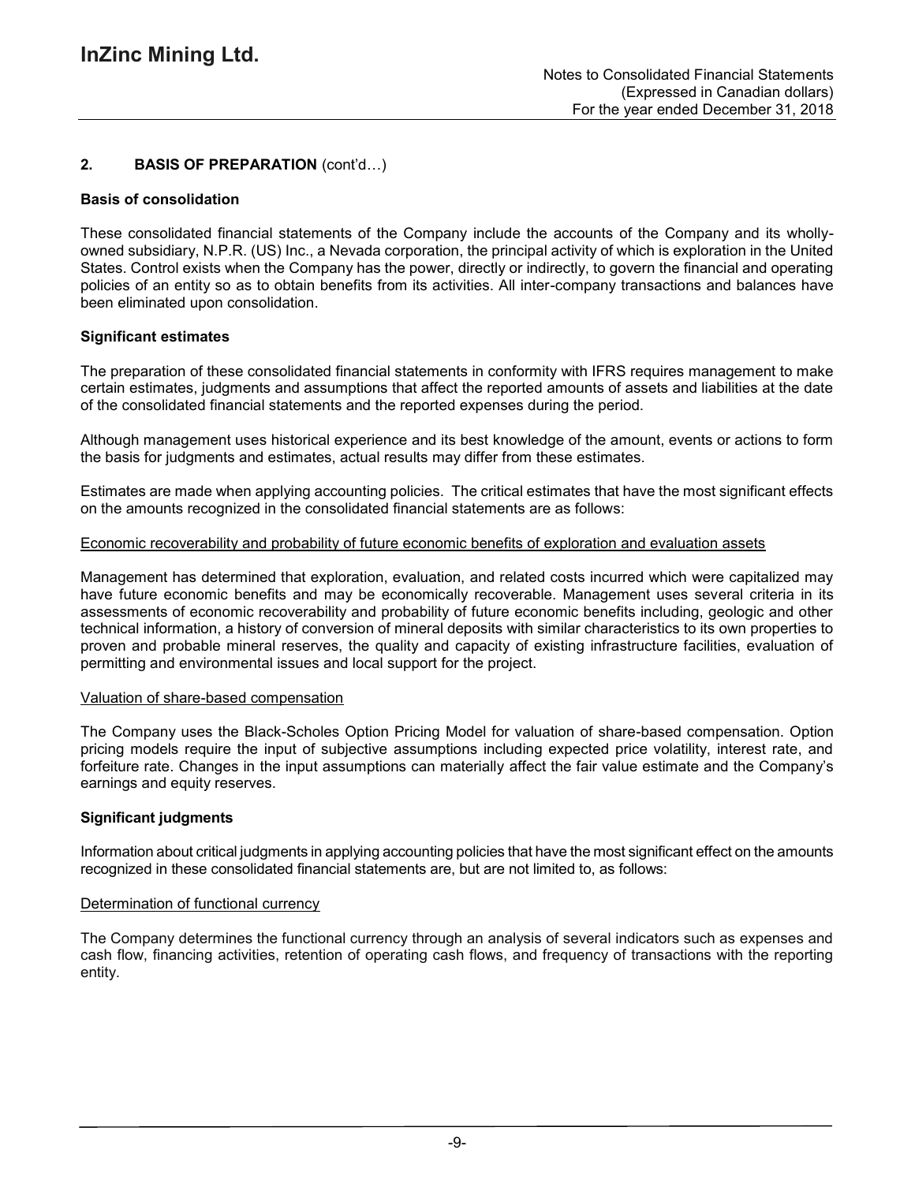## 2. BASIS OF PREPARATION (cont'd…)

### Basis of consolidation

These consolidated financial statements of the Company include the accounts of the Company and its wholly-owned subsidiary, N.P.R. (US) Inc., a Nevada corporation, the principal activity of which is exploration in the United States. Control exists when the Company has the power, directly or indirectly, to govern the financial and operating policies of an entity so as to obtain benefits from its activities. All inter-company transactions and balances have been eliminated upon consolidation.

### Significant estimates

The preparation of these consolidated financial statements in conformity with IFRS requires management to make certain estimates, judgments and assumptions that affect the reported amounts of assets and liabilities at the date of the consolidated financial statements and the reported expenses during the period.

Although management uses historical experience and its best knowledge of the amount, events or actions to form the basis for judgments and estimates, actual results may differ from these estimates.

Estimates are made when applying accounting policies. The critical estimates that have the most significant effects on the amounts recognized in the consolidated financial statements are as follows:

Economic recoverability and probability of future economic benefits of exploration and evaluation assets

Management has determined that exploration, evaluation, and related costs incurred which were capitalized may have future economic benefits and may be economically recoverable. Management uses several criteria in its assessments of economic recoverability and probability of future economic benefits including, geologic and other technical information, a history of conversion of mineral deposits with similar characteristics to its own properties to proven and probable mineral reserves, the quality and capacity of existing infrastructure facilities, evaluation of permitting and environmental issues and local support for the project.

Valuation of share-based compensation

The Company uses the Black-Scholes Option Pricing Model for valuation of share-based compensation. Option pricing models require the input of subjective assumptions including expected price volatility, interest rate, and forfeiture rate. Changes in the input assumptions can materially affect the fair value estimate and the Company's earnings and equity reserves.

### Significant judgments

Information about critical judgments in applying accounting policies that have the most significant effect on the amounts recognized in these consolidated financial statements are, but are not limited to, as follows:

Determination of functional currency

The Company determines the functional currency through an analysis of several indicators such as expenses and cash flow, financing activities, retention of operating cash flows, and frequency of transactions with the reporting entity.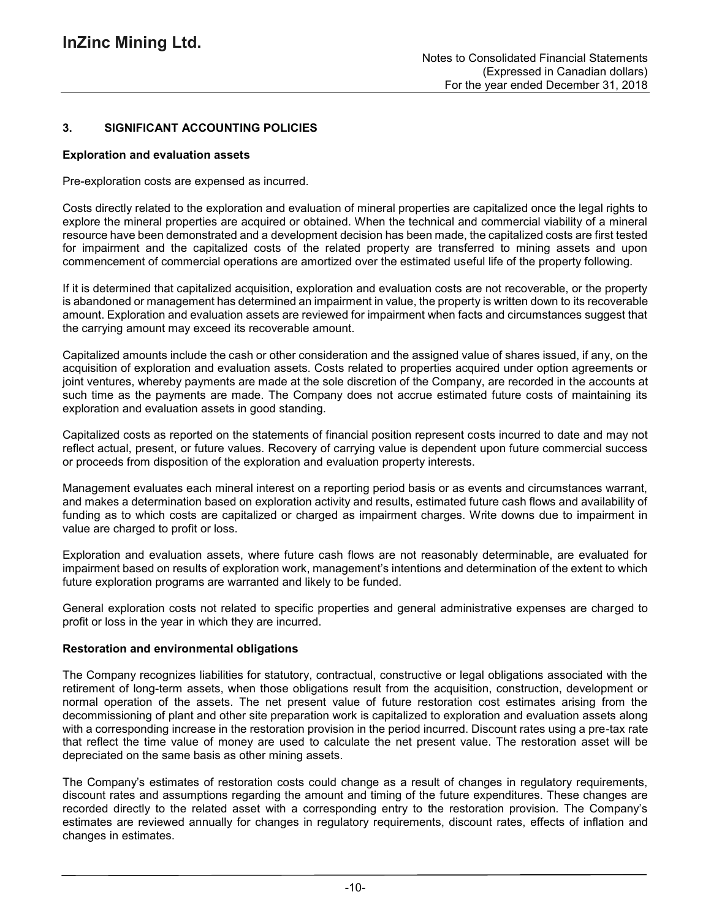## 3. SIGNIFICANT ACCOUNTING POLICIES

### Exploration and evaluation assets

Pre-exploration costs are expensed as incurred.

Costs directly related to the exploration and evaluation of mineral properties are capitalized once the legal rights to explore the mineral properties are acquired or obtained. When the technical and commercial viability of a mineral resource have been demonstrated and a development decision has been made, the capitalized costs are first tested for impairment and the capitalized costs of the related property are transferred to mining assets and upon commencement of commercial operations are amortized over the estimated useful life of the property following.

If it is determined that capitalized acquisition, exploration and evaluation costs are not recoverable, or the property is abandoned or management has determined an impairment in value, the property is written down to its recoverable amount. Exploration and evaluation assets are reviewed for impairment when facts and circumstances suggest that the carrying amount may exceed its recoverable amount.

Capitalized amounts include the cash or other consideration and the assigned value of shares issued, if any, on the acquisition of exploration and evaluation assets. Costs related to properties acquired under option agreements or joint ventures, whereby payments are made at the sole discretion of the Company, are recorded in the accounts at such time as the payments are made. The Company does not accrue estimated future costs of maintaining its exploration and evaluation assets in good standing.

Capitalized costs as reported on the statements of financial position represent costs incurred to date and may not reflect actual, present, or future values. Recovery of carrying value is dependent upon future commercial success or proceeds from disposition of the exploration and evaluation property interests.

Management evaluates each mineral interest on a reporting period basis or as events and circumstances warrant, and makes a determination based on exploration activity and results, estimated future cash flows and availability of funding as to which costs are capitalized or charged as impairment charges. Write downs due to impairment in value are charged to profit or loss.

Exploration and evaluation assets, where future cash flows are not reasonably determinable, are evaluated for impairment based on results of exploration work, management's intentions and determination of the extent to which future exploration programs are warranted and likely to be funded.

General exploration costs not related to specific properties and general administrative expenses are charged to profit or loss in the year in which they are incurred.

### Restoration and environmental obligations

The Company recognizes liabilities for statutory, contractual, constructive or legal obligations associated with the retirement of long-term assets, when those obligations result from the acquisition, construction, development or normal operation of the assets. The net present value of future restoration cost estimates arising from the decommissioning of plant and other site preparation work is capitalized to exploration and evaluation assets along with a corresponding increase in the restoration provision in the period incurred. Discount rates using a pre-tax rate that reflect the time value of money are used to calculate the net present value. The restoration asset will be depreciated on the same basis as other mining assets.

The Company's estimates of restoration costs could change as a result of changes in regulatory requirements, discount rates and assumptions regarding the amount and timing of the future expenditures. These changes are recorded directly to the related asset with a corresponding entry to the restoration provision. The Company's estimates are reviewed annually for changes in regulatory requirements, discount rates, effects of inflation and changes in estimates.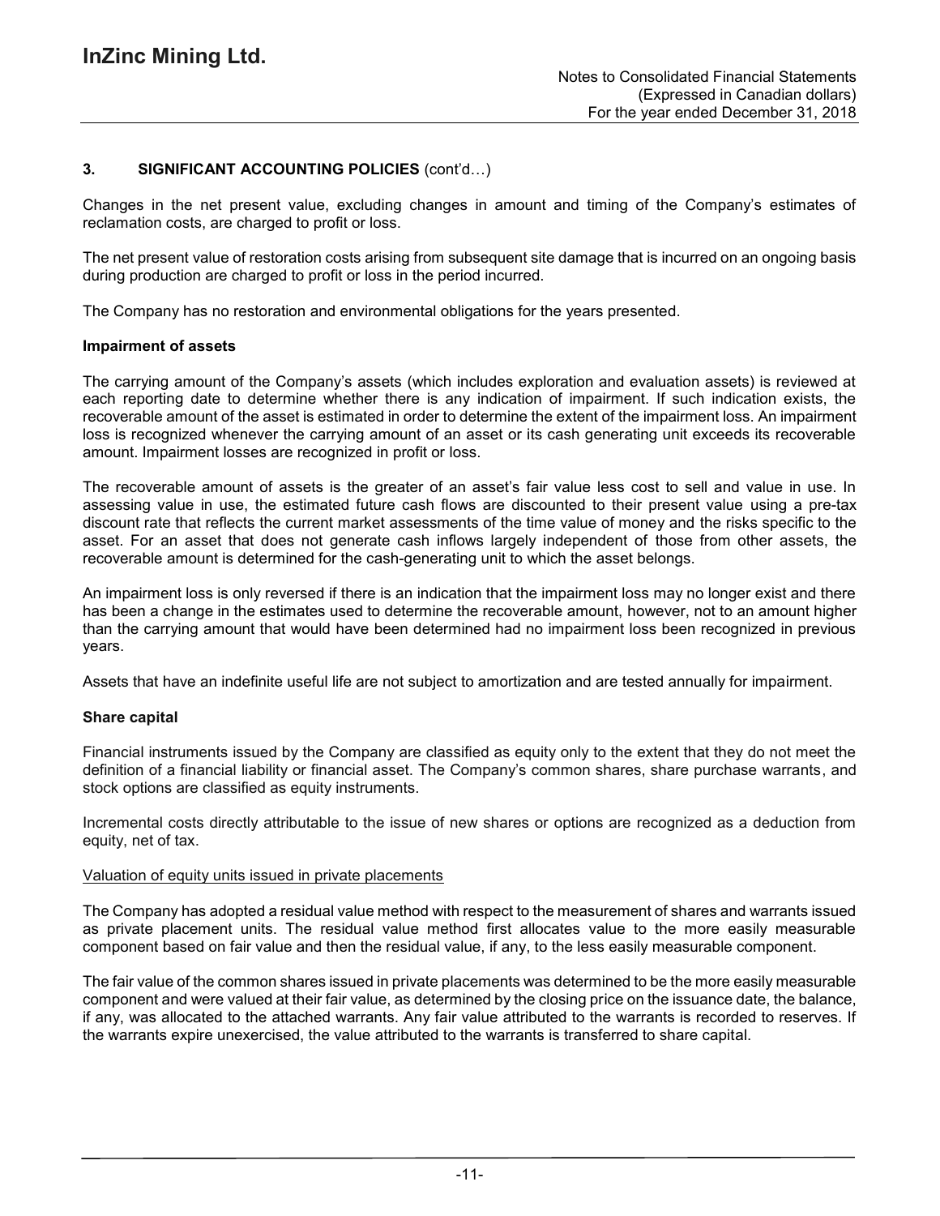## 3. SIGNIFICANT ACCOUNTING POLICIES (cont'd…)

Changes in the net present value, excluding changes in amount and timing of the Company's estimates of reclamation costs, are charged to profit or loss.

The net present value of restoration costs arising from subsequent site damage that is incurred on an ongoing basis during production are charged to profit or loss in the period incurred.

The Company has no restoration and environmental obligations for the years presented.

### Impairment of assets

The carrying amount of the Company's assets (which includes exploration and evaluation assets) is reviewed at each reporting date to determine whether there is any indication of impairment. If such indication exists, the recoverable amount of the asset is estimated in order to determine the extent of the impairment loss. An impairment loss is recognized whenever the carrying amount of an asset or its cash generating unit exceeds its recoverable amount. Impairment losses are recognized in profit or loss.

The recoverable amount of assets is the greater of an asset's fair value less cost to sell and value in use. In assessing value in use, the estimated future cash flows are discounted to their present value using a pre-tax discount rate that reflects the current market assessments of the time value of money and the risks specific to the asset. For an asset that does not generate cash inflows largely independent of those from other assets, the recoverable amount is determined for the cash-generating unit to which the asset belongs.

An impairment loss is only reversed if there is an indication that the impairment loss may no longer exist and there has been a change in the estimates used to determine the recoverable amount, however, not to an amount higher than the carrying amount that would have been determined had no impairment loss been recognized in previous years.

Assets that have an indefinite useful life are not subject to amortization and are tested annually for impairment.

### Share capital

Financial instruments issued by the Company are classified as equity only to the extent that they do not meet the definition of a financial liability or financial asset. The Company's common shares, share purchase warrants, and stock options are classified as equity instruments.

Incremental costs directly attributable to the issue of new shares or options are recognized as a deduction from equity, net of tax.

Valuation of equity units issued in private placements

The Company has adopted a residual value method with respect to the measurement of shares and warrants issued as private placement units. The residual value method first allocates value to the more easily measurable component based on fair value and then the residual value, if any, to the less easily measurable component.

The fair value of the common shares issued in private placements was determined to be the more easily measurable component and were valued at their fair value, as determined by the closing price on the issuance date, the balance, if any, was allocated to the attached warrants. Any fair value attributed to the warrants is recorded to reserves. If the warrants expire unexercised, the value attributed to the warrants is transferred to share capital.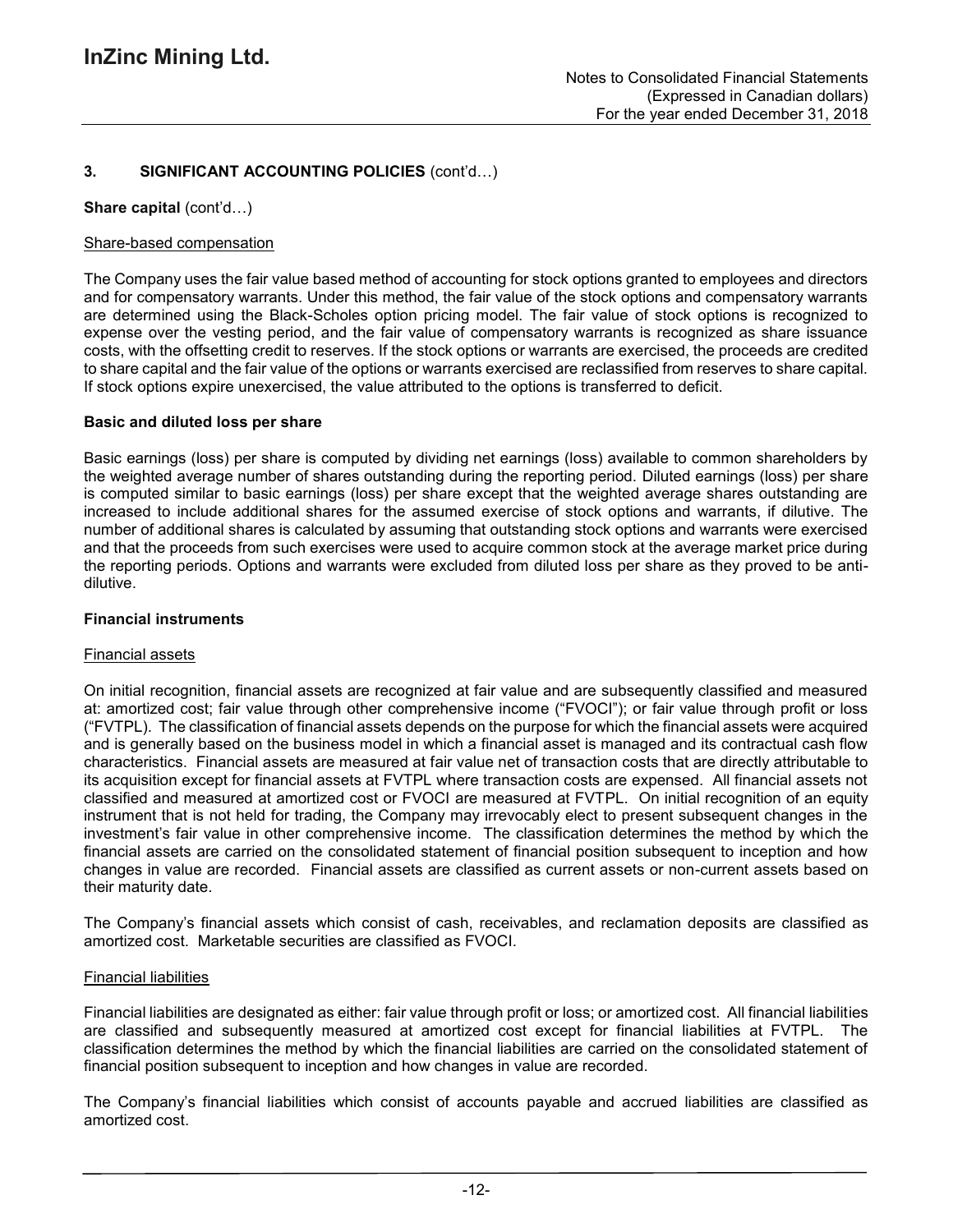## 3. SIGNIFICANT ACCOUNTING POLICIES (cont'd…)

**Share capital** (cont'd…)

Share-based compensation

The Company uses the fair value based method of accounting for stock options granted to employees and directors and for compensatory warrants. Under this method, the fair value of the stock options and compensatory warrants are determined using the Black-Scholes option pricing model. The fair value of stock options is recognized to expense over the vesting period, and the fair value of compensatory warrants is recognized as share issuance costs, with the offsetting credit to reserves. If the stock options or warrants are exercised, the proceeds are credited to share capital and the fair value of the options or warrants exercised are reclassified from reserves to share capital. If stock options expire unexercised, the value attributed to the options is transferred to deficit.

**Basic and diluted loss per share**

Basic earnings (loss) per share is computed by dividing net earnings (loss) available to common shareholders by the weighted average number of shares outstanding during the reporting period. Diluted earnings (loss) per share is computed similar to basic earnings (loss) per share except that the weighted average shares outstanding are increased to include additional shares for the assumed exercise of stock options and warrants, if dilutive. The number of additional shares is calculated by assuming that outstanding stock options and warrants were exercised and that the proceeds from such exercises were used to acquire common stock at the average market price during the reporting periods. Options and warrants were excluded from diluted loss per share as they proved to be anti-dilutive.

**Financial instruments**

Financial assets

On initial recognition, financial assets are recognized at fair value and are subsequently classified and measured at: amortized cost; fair value through other comprehensive income ("FVOCI"); or fair value through profit or loss ("FVTPL). The classification of financial assets depends on the purpose for which the financial assets were acquired and is generally based on the business model in which a financial asset is managed and its contractual cash flow characteristics. Financial assets are measured at fair value net of transaction costs that are directly attributable to its acquisition except for financial assets at FVTPL where transaction costs are expensed. All financial assets not classified and measured at amortized cost or FVOCI are measured at FVTPL. On initial recognition of an equity instrument that is not held for trading, the Company may irrevocably elect to present subsequent changes in the investment's fair value in other comprehensive income. The classification determines the method by which the financial assets are carried on the consolidated statement of financial position subsequent to inception and how changes in value are recorded. Financial assets are classified as current assets or non-current assets based on their maturity date.

The Company's financial assets which consist of cash, receivables, and reclamation deposits are classified as amortized cost. Marketable securities are classified as FVOCI.

Financial liabilities

Financial liabilities are designated as either: fair value through profit or loss; or amortized cost. All financial liabilities are classified and subsequently measured at amortized cost except for financial liabilities at FVTPL. The classification determines the method by which the financial liabilities are carried on the consolidated statement of financial position subsequent to inception and how changes in value are recorded.

The Company's financial liabilities which consist of accounts payable and accrued liabilities are classified as amortized cost.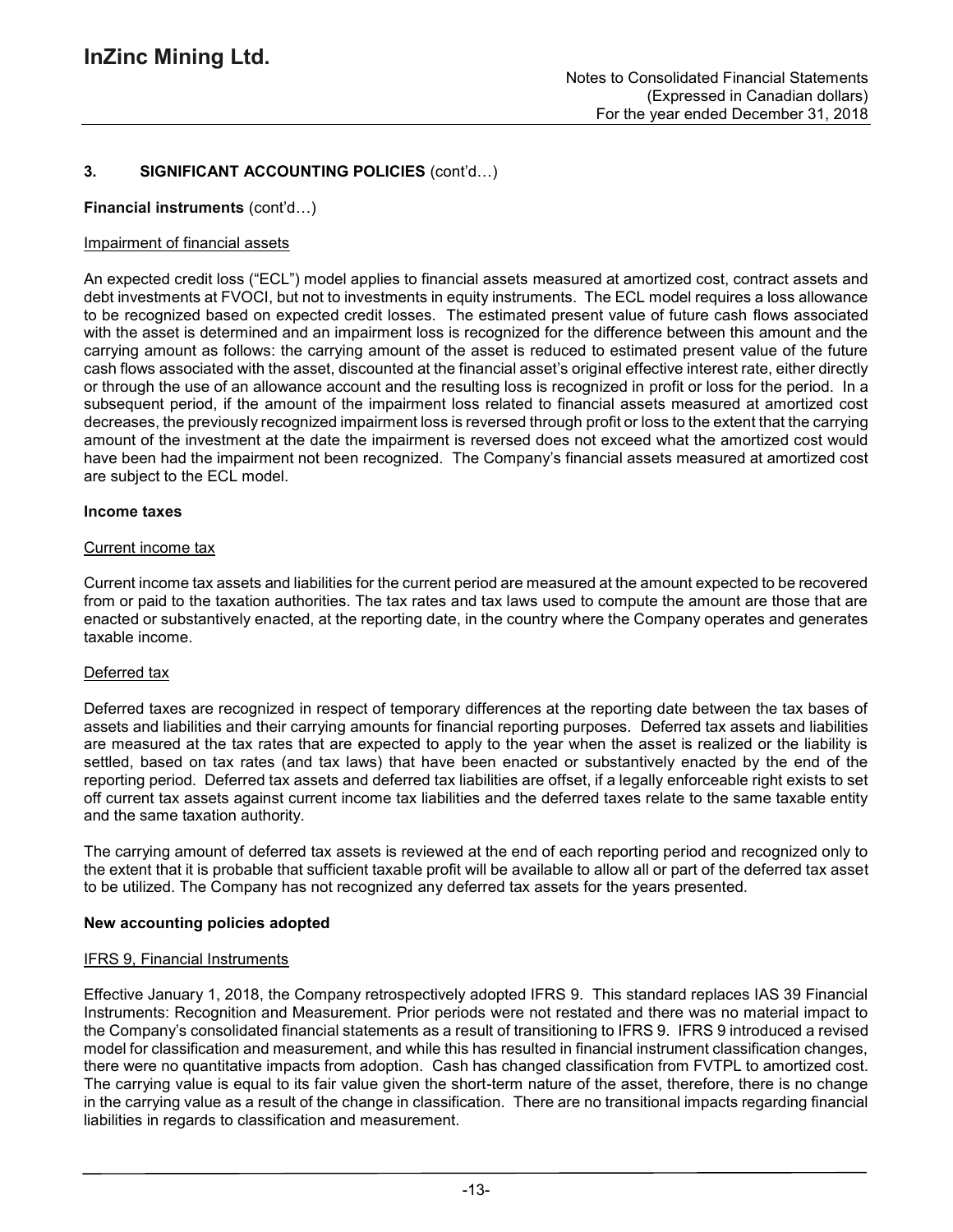## 3. SIGNIFICANT ACCOUNTING POLICIES (cont'd…)

**Financial instruments** (cont'd…)

Impairment of financial assets

An expected credit loss ("ECL") model applies to financial assets measured at amortized cost, contract assets and debt investments at FVOCI, but not to investments in equity instruments. The ECL model requires a loss allowance to be recognized based on expected credit losses. The estimated present value of future cash flows associated with the asset is determined and an impairment loss is recognized for the difference between this amount and the carrying amount as follows: the carrying amount of the asset is reduced to estimated present value of the future cash flows associated with the asset, discounted at the financial asset's original effective interest rate, either directly or through the use of an allowance account and the resulting loss is recognized in profit or loss for the period. In a subsequent period, if the amount of the impairment loss related to financial assets measured at amortized cost decreases, the previously recognized impairment loss is reversed through profit or loss to the extent that the carrying amount of the investment at the date the impairment is reversed does not exceed what the amortized cost would have been had the impairment not been recognized. The Company's financial assets measured at amortized cost are subject to the ECL model.

**Income taxes**

Current income tax

Current income tax assets and liabilities for the current period are measured at the amount expected to be recovered from or paid to the taxation authorities. The tax rates and tax laws used to compute the amount are those that are enacted or substantively enacted, at the reporting date, in the country where the Company operates and generates taxable income.

Deferred tax

Deferred taxes are recognized in respect of temporary differences at the reporting date between the tax bases of assets and liabilities and their carrying amounts for financial reporting purposes. Deferred tax assets and liabilities are measured at the tax rates that are expected to apply to the year when the asset is realized or the liability is settled, based on tax rates (and tax laws) that have been enacted or substantively enacted by the end of the reporting period. Deferred tax assets and deferred tax liabilities are offset, if a legally enforceable right exists to set off current tax assets against current income tax liabilities and the deferred taxes relate to the same taxable entity and the same taxation authority.

The carrying amount of deferred tax assets is reviewed at the end of each reporting period and recognized only to the extent that it is probable that sufficient taxable profit will be available to allow all or part of the deferred tax asset to be utilized. The Company has not recognized any deferred tax assets for the years presented.

**New accounting policies adopted**

IFRS 9, Financial Instruments

Effective January 1, 2018, the Company retrospectively adopted IFRS 9. This standard replaces IAS 39 Financial Instruments: Recognition and Measurement. Prior periods were not restated and there was no material impact to the Company's consolidated financial statements as a result of transitioning to IFRS 9. IFRS 9 introduced a revised model for classification and measurement, and while this has resulted in financial instrument classification changes, there were no quantitative impacts from adoption. Cash has changed classification from FVTPL to amortized cost. The carrying value is equal to its fair value given the short-term nature of the asset, therefore, there is no change in the carrying value as a result of the change in classification. There are no transitional impacts regarding financial liabilities in regards to classification and measurement.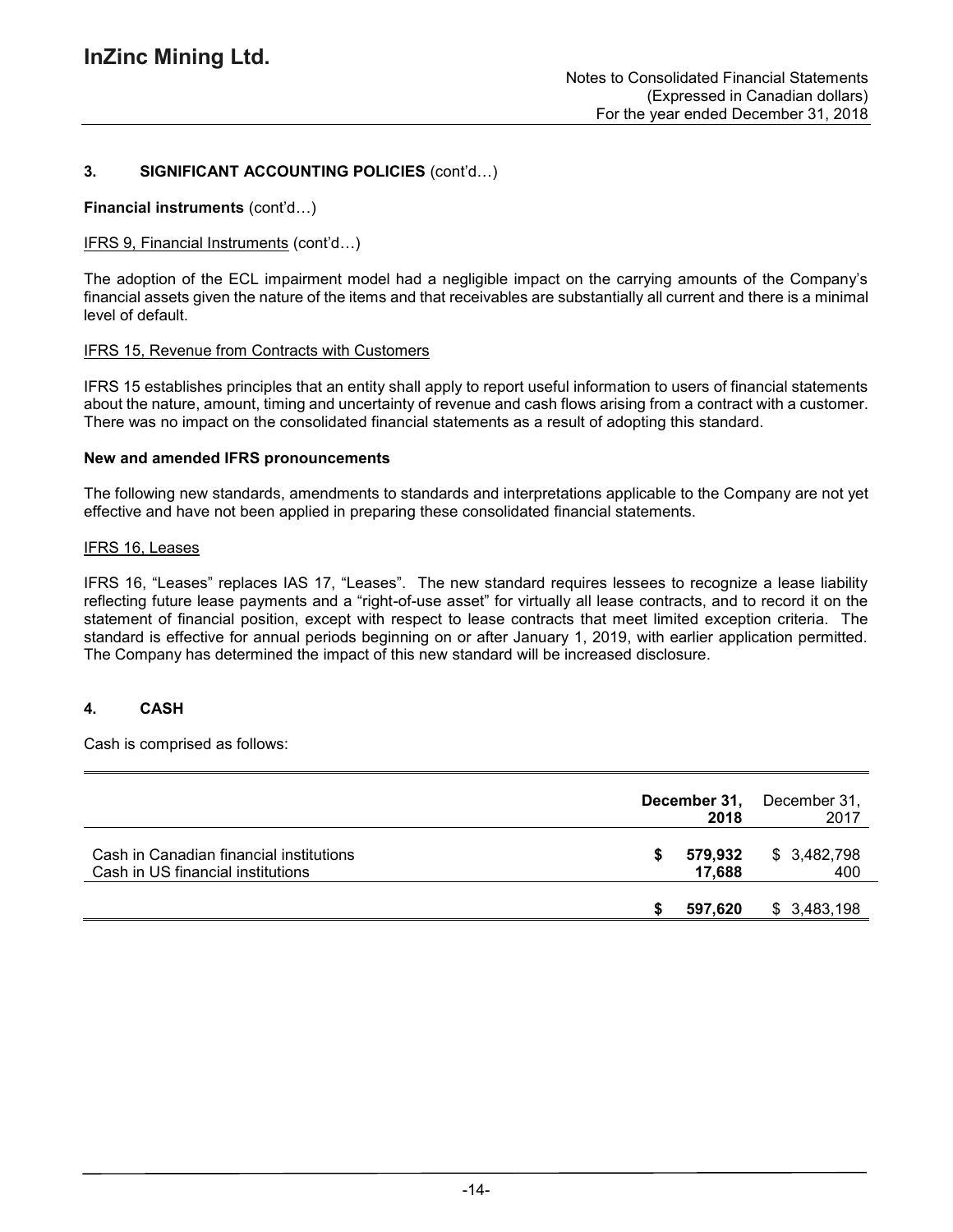## 3. SIGNIFICANT ACCOUNTING POLICIES (cont'd…)

**Financial instruments** (cont'd…)

IFRS 9, Financial Instruments (cont'd…)

The adoption of the ECL impairment model had a negligible impact on the carrying amounts of the Company's financial assets given the nature of the items and that receivables are substantially all current and there is a minimal level of default.

IFRS 15, Revenue from Contracts with Customers

IFRS 15 establishes principles that an entity shall apply to report useful information to users of financial statements about the nature, amount, timing and uncertainty of revenue and cash flows arising from a contract with a customer. There was no impact on the consolidated financial statements as a result of adopting this standard.

**New and amended IFRS pronouncements**

The following new standards, amendments to standards and interpretations applicable to the Company are not yet effective and have not been applied in preparing these consolidated financial statements.

IFRS 16, Leases

IFRS 16, "Leases" replaces IAS 17, "Leases". The new standard requires lessees to recognize a lease liability reflecting future lease payments and a "right-of-use asset" for virtually all lease contracts, and to record it on the statement of financial position, except with respect to lease contracts that meet limited exception criteria. The standard is effective for annual periods beginning on or after January 1, 2019, with earlier application permitted. The Company has determined the impact of this new standard will be increased disclosure.

## 4. CASH

Cash is comprised as follows:

| | **December 31, 2018** | December 31, 2017 |
|---|---|---|
| Cash in Canadian financial institutions | **$ 579,932** | $ 3,482,798 |
| Cash in US financial institutions | **17,688** | 400 |
| | **$ 597,620** | $ 3,483,198 |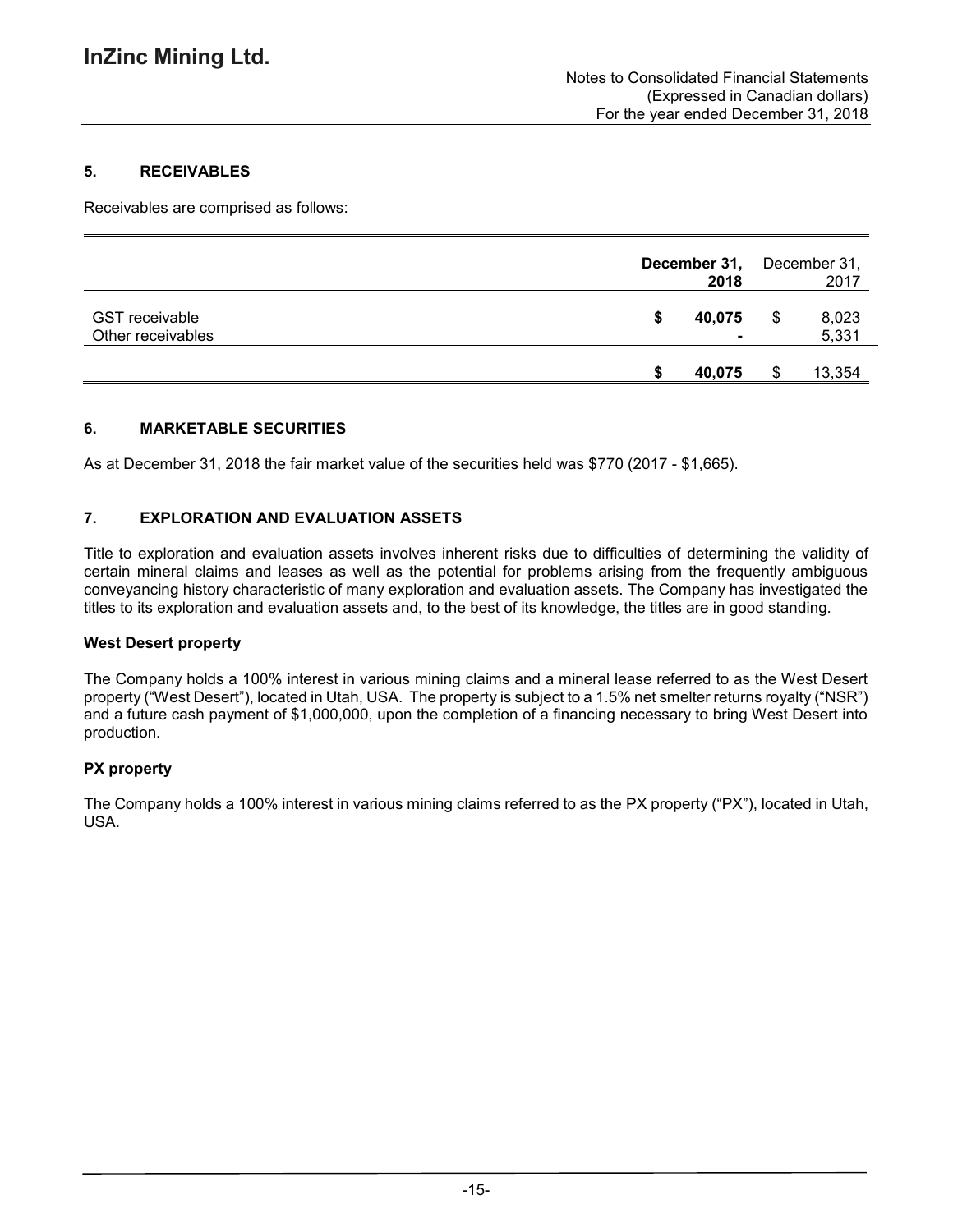## 5. RECEIVABLES

Receivables are comprised as follows:

| | December 31, 2018 | December 31, 2017 |
|---|---|---|
| GST receivable | $ 40,075 | $ 8,023 |
| Other receivables | - | 5,331 |
| | $ 40,075 | $ 13,354 |

## 6. MARKETABLE SECURITIES

As at December 31, 2018 the fair market value of the securities held was $770 (2017 - $1,665).

## 7. EXPLORATION AND EVALUATION ASSETS

Title to exploration and evaluation assets involves inherent risks due to difficulties of determining the validity of certain mineral claims and leases as well as the potential for problems arising from the frequently ambiguous conveyancing history characteristic of many exploration and evaluation assets. The Company has investigated the titles to its exploration and evaluation assets and, to the best of its knowledge, the titles are in good standing.

**West Desert property**

The Company holds a 100% interest in various mining claims and a mineral lease referred to as the West Desert property ("West Desert"), located in Utah, USA. The property is subject to a 1.5% net smelter returns royalty ("NSR") and a future cash payment of $1,000,000, upon the completion of a financing necessary to bring West Desert into production.

**PX property**

The Company holds a 100% interest in various mining claims referred to as the PX property ("PX"), located in Utah, USA.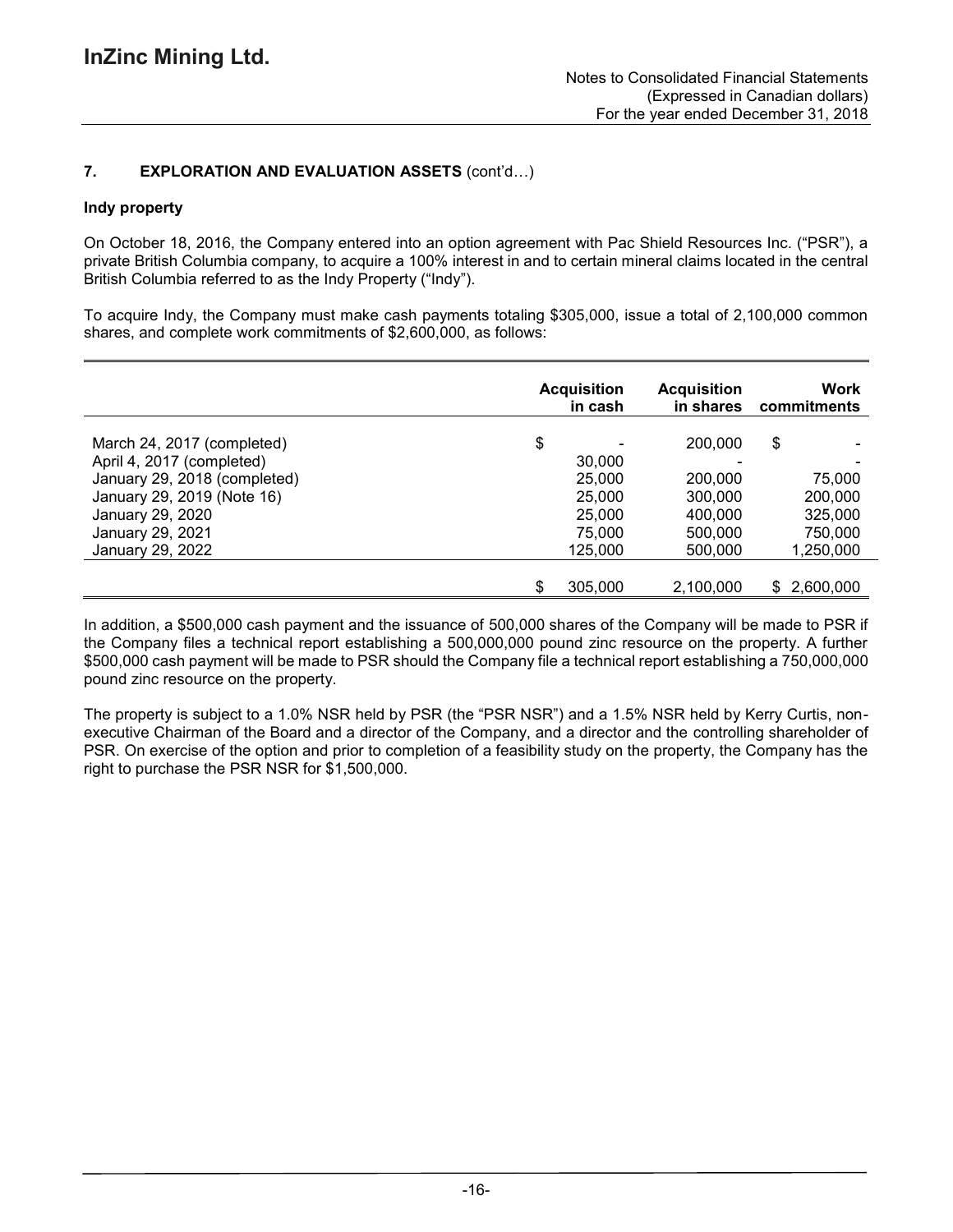## 7. EXPLORATION AND EVALUATION ASSETS (cont'd…)

### Indy property

On October 18, 2016, the Company entered into an option agreement with Pac Shield Resources Inc. ("PSR"), a private British Columbia company, to acquire a 100% interest in and to certain mineral claims located in the central British Columbia referred to as the Indy Property ("Indy").

To acquire Indy, the Company must make cash payments totaling $305,000, issue a total of 2,100,000 common shares, and complete work commitments of $2,600,000, as follows:

| | Acquisition in cash | Acquisition in shares | Work commitments |
|---|---|---|---|
| March 24, 2017 (completed) | $ - | 200,000 | $ - |
| April 4, 2017 (completed) | 30,000 | - | - |
| January 29, 2018 (completed) | 25,000 | 200,000 | 75,000 |
| January 29, 2019 (Note 16) | 25,000 | 300,000 | 200,000 |
| January 29, 2020 | 25,000 | 400,000 | 325,000 |
| January 29, 2021 | 75,000 | 500,000 | 750,000 |
| January 29, 2022 | 125,000 | 500,000 | 1,250,000 |
| | $ 305,000 | 2,100,000 | $ 2,600,000 |

In addition, a $500,000 cash payment and the issuance of 500,000 shares of the Company will be made to PSR if the Company files a technical report establishing a 500,000,000 pound zinc resource on the property. A further $500,000 cash payment will be made to PSR should the Company file a technical report establishing a 750,000,000 pound zinc resource on the property.

The property is subject to a 1.0% NSR held by PSR (the "PSR NSR") and a 1.5% NSR held by Kerry Curtis, non-executive Chairman of the Board and a director of the Company, and a director and the controlling shareholder of PSR. On exercise of the option and prior to completion of a feasibility study on the property, the Company has the right to purchase the PSR NSR for $1,500,000.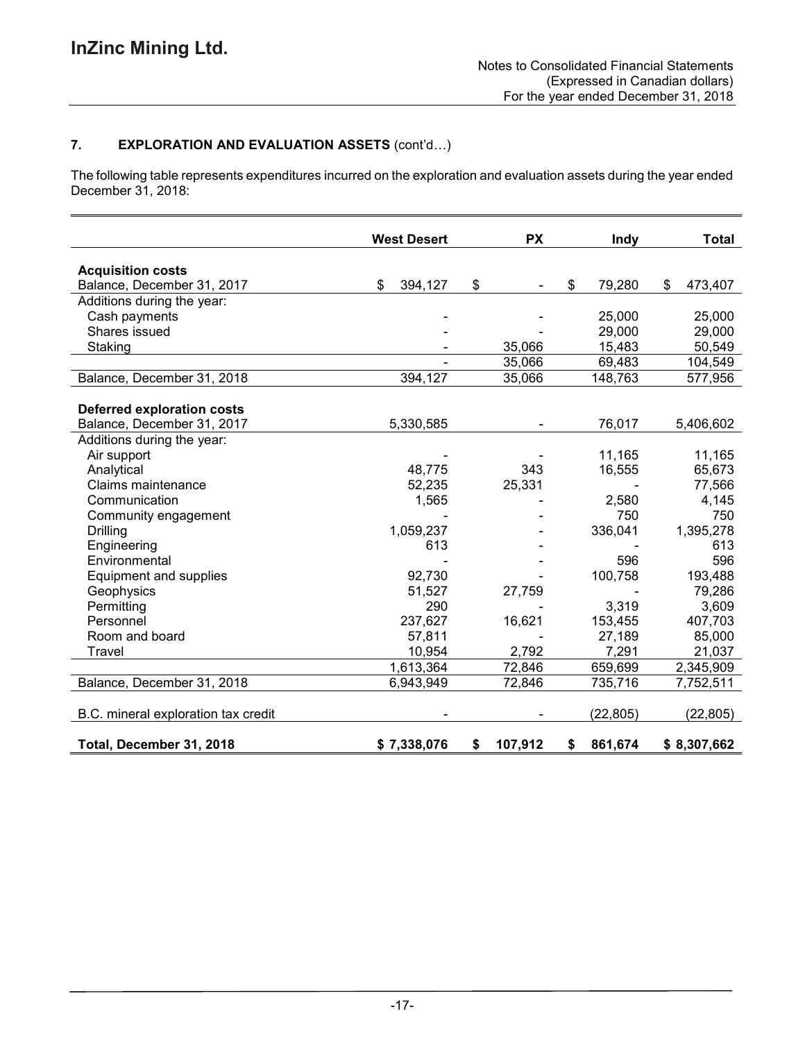# InZinc Mining Ltd.

Notes to Consolidated Financial Statements
(Expressed in Canadian dollars)
For the year ended December 31, 2018

## 7. EXPLORATION AND EVALUATION ASSETS (cont'd…)

The following table represents expenditures incurred on the exploration and evaluation assets during the year ended December 31, 2018:

| | West Desert | PX | Indy | Total |
|---|---|---|---|---|
| **Acquisition costs** | | | | |
| Balance, December 31, 2017 | $ 394,127 | $ - | $ 79,280 | $ 473,407 |
| Additions during the year: | | | | |
| Cash payments | - | - | 25,000 | 25,000 |
| Shares issued | - | - | 29,000 | 29,000 |
| Staking | - | 35,066 | 15,483 | 50,549 |
| | - | 35,066 | 69,483 | 104,549 |
| Balance, December 31, 2018 | 394,127 | 35,066 | 148,763 | 577,956 |
| **Deferred exploration costs** | | | | |
| Balance, December 31, 2017 | 5,330,585 | - | 76,017 | 5,406,602 |
| Additions during the year: | | | | |
| Air support | - | - | 11,165 | 11,165 |
| Analytical | 48,775 | 343 | 16,555 | 65,673 |
| Claims maintenance | 52,235 | 25,331 | - | 77,566 |
| Communication | 1,565 | - | 2,580 | 4,145 |
| Community engagement | - | - | 750 | 750 |
| Drilling | 1,059,237 | - | 336,041 | 1,395,278 |
| Engineering | 613 | - | - | 613 |
| Environmental | - | - | 596 | 596 |
| Equipment and supplies | 92,730 | - | 100,758 | 193,488 |
| Geophysics | 51,527 | 27,759 | - | 79,286 |
| Permitting | 290 | - | 3,319 | 3,609 |
| Personnel | 237,627 | 16,621 | 153,455 | 407,703 |
| Room and board | 57,811 | - | 27,189 | 85,000 |
| Travel | 10,954 | 2,792 | 7,291 | 21,037 |
| | 1,613,364 | 72,846 | 659,699 | 2,345,909 |
| Balance, December 31, 2018 | 6,943,949 | 72,846 | 735,716 | 7,752,511 |
| B.C. mineral exploration tax credit | - | - | (22,805) | (22,805) |
| **Total, December 31, 2018** | **$ 7,338,076** | **$ 107,912** | **$ 861,674** | **$ 8,307,662** |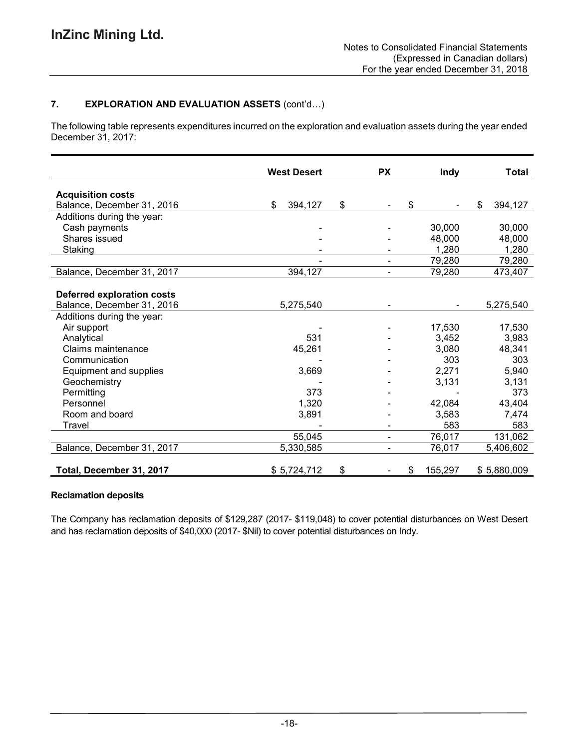### 7. EXPLORATION AND EVALUATION ASSETS (cont'd…)

The following table represents expenditures incurred on the exploration and evaluation assets during the year ended December 31, 2017:

| | West Desert | PX | Indy | Total |
|---|---|---|---|---|
| **Acquisition costs** | | | | |
| Balance, December 31, 2016 | $ 394,127 | $ - | $ - | $ 394,127 |
| Additions during the year: | | | | |
| Cash payments | - | - | 30,000 | 30,000 |
| Shares issued | - | - | 48,000 | 48,000 |
| Staking | - | - | 1,280 | 1,280 |
| | - | - | 79,280 | 79,280 |
| Balance, December 31, 2017 | 394,127 | - | 79,280 | 473,407 |
| **Deferred exploration costs** | | | | |
| Balance, December 31, 2016 | 5,275,540 | - | - | 5,275,540 |
| Additions during the year: | | | | |
| Air support | - | - | 17,530 | 17,530 |
| Analytical | 531 | - | 3,452 | 3,983 |
| Claims maintenance | 45,261 | - | 3,080 | 48,341 |
| Communication | - | - | 303 | 303 |
| Equipment and supplies | 3,669 | - | 2,271 | 5,940 |
| Geochemistry | - | - | 3,131 | 3,131 |
| Permitting | 373 | - | - | 373 |
| Personnel | 1,320 | - | 42,084 | 43,404 |
| Room and board | 3,891 | - | 3,583 | 7,474 |
| Travel | - | - | 583 | 583 |
| | 55,045 | - | 76,017 | 131,062 |
| Balance, December 31, 2017 | 5,330,585 | - | 76,017 | 5,406,602 |
| **Total, December 31, 2017** | $ 5,724,712 | $ - | $ 155,297 | $ 5,880,009 |

**Reclamation deposits**

The Company has reclamation deposits of $129,287 (2017- $119,048) to cover potential disturbances on West Desert and has reclamation deposits of $40,000 (2017- $Nil) to cover potential disturbances on Indy.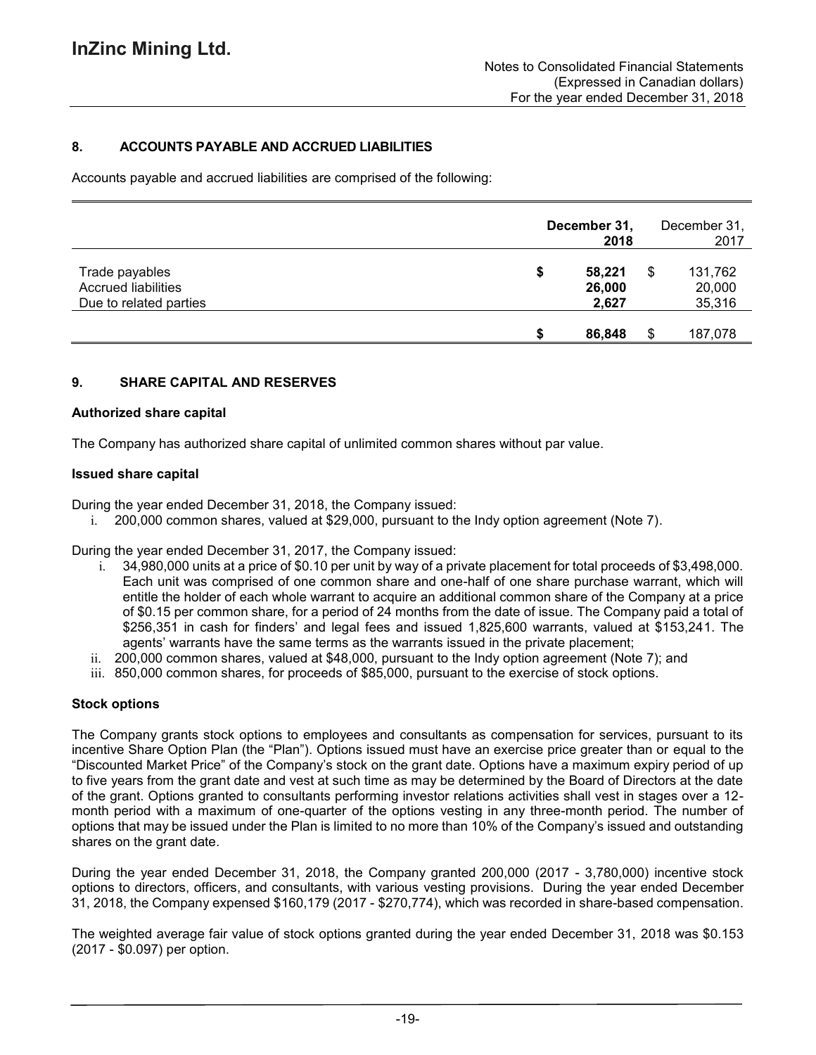## 8. ACCOUNTS PAYABLE AND ACCRUED LIABILITIES

Accounts payable and accrued liabilities are comprised of the following:

| | December 31, 2018 | December 31, 2017 |
|---|---|---|
| Trade payables | $ 58,221 | $ 131,762 |
| Accrued liabilities | 26,000 | 20,000 |
| Due to related parties | 2,627 | 35,316 |
| | $ 86,848 | $ 187,078 |

## 9. SHARE CAPITAL AND RESERVES

### Authorized share capital

The Company has authorized share capital of unlimited common shares without par value.

### Issued share capital

During the year ended December 31, 2018, the Company issued:

i. 200,000 common shares, valued at $29,000, pursuant to the Indy option agreement (Note 7).

During the year ended December 31, 2017, the Company issued:

i. 34,980,000 units at a price of $0.10 per unit by way of a private placement for total proceeds of $3,498,000. Each unit was comprised of one common share and one-half of one share purchase warrant, which will entitle the holder of each whole warrant to acquire an additional common share of the Company at a price of $0.15 per common share, for a period of 24 months from the date of issue. The Company paid a total of $256,351 in cash for finders' and legal fees and issued 1,825,600 warrants, valued at $153,241. The agents' warrants have the same terms as the warrants issued in the private placement;
ii. 200,000 common shares, valued at $48,000, pursuant to the Indy option agreement (Note 7); and
iii. 850,000 common shares, for proceeds of $85,000, pursuant to the exercise of stock options.

### Stock options

The Company grants stock options to employees and consultants as compensation for services, pursuant to its incentive Share Option Plan (the "Plan"). Options issued must have an exercise price greater than or equal to the "Discounted Market Price" of the Company's stock on the grant date. Options have a maximum expiry period of up to five years from the grant date and vest at such time as may be determined by the Board of Directors at the date of the grant. Options granted to consultants performing investor relations activities shall vest in stages over a 12-month period with a maximum of one-quarter of the options vesting in any three-month period. The number of options that may be issued under the Plan is limited to no more than 10% of the Company's issued and outstanding shares on the grant date.

During the year ended December 31, 2018, the Company granted 200,000 (2017 - 3,780,000) incentive stock options to directors, officers, and consultants, with various vesting provisions. During the year ended December 31, 2018, the Company expensed $160,179 (2017 - $270,774), which was recorded in share-based compensation.

The weighted average fair value of stock options granted during the year ended December 31, 2018 was $0.153 (2017 - $0.097) per option.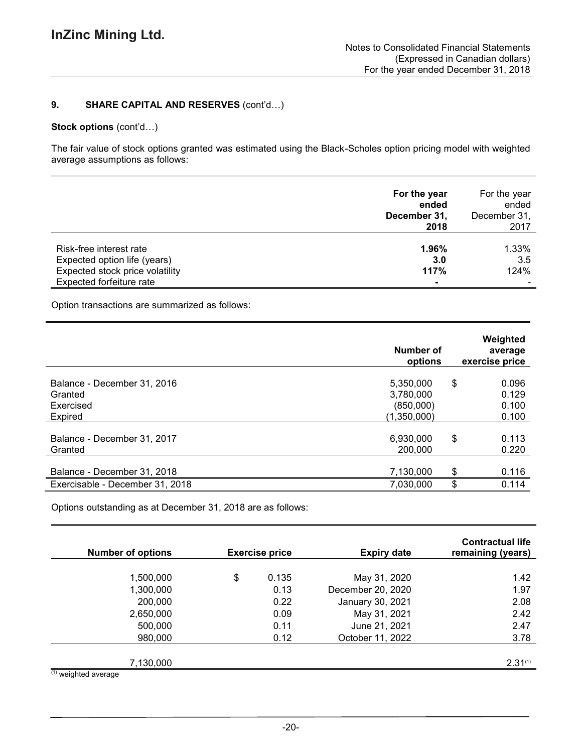## 9. SHARE CAPITAL AND RESERVES (cont'd…)

**Stock options** (cont'd…)

The fair value of stock options granted was estimated using the Black-Scholes option pricing model with weighted average assumptions as follows:

| | **For the year ended December 31, 2018** | For the year ended December 31, 2017 |
|---|---|---|
| Risk-free interest rate | **1.96%** | 1.33% |
| Expected option life (years) | **3.0** | 3.5 |
| Expected stock price volatility | **117%** | 124% |
| Expected forfeiture rate | **-** | - |

Option transactions are summarized as follows:

| | **Number of options** | **Weighted average exercise price** |
|---|---|---|
| Balance - December 31, 2016 | 5,350,000 | $ 0.096 |
| Granted | 3,780,000 | 0.129 |
| Exercised | (850,000) | 0.100 |
| Expired | (1,350,000) | 0.100 |
| Balance - December 31, 2017 | 6,930,000 | $ 0.113 |
| Granted | 200,000 | 0.220 |
| Balance - December 31, 2018 | 7,130,000 | $ 0.116 |
| Exercisable - December 31, 2018 | 7,030,000 | $ 0.114 |

Options outstanding as at December 31, 2018 are as follows:

| **Number of options** | **Exercise price** | **Expiry date** | **Contractual life remaining (years)** |
|---|---|---|---|
| 1,500,000 | $ 0.135 | May 31, 2020 | 1.42 |
| 1,300,000 | 0.13 | December 20, 2020 | 1.97 |
| 200,000 | 0.22 | January 30, 2021 | 2.08 |
| 2,650,000 | 0.09 | May 31, 2021 | 2.42 |
| 500,000 | 0.11 | June 21, 2021 | 2.47 |
| 980,000 | 0.12 | October 11, 2022 | 3.78 |
| 7,130,000 | | | 2.31[(1)] |

[(1)] weighted average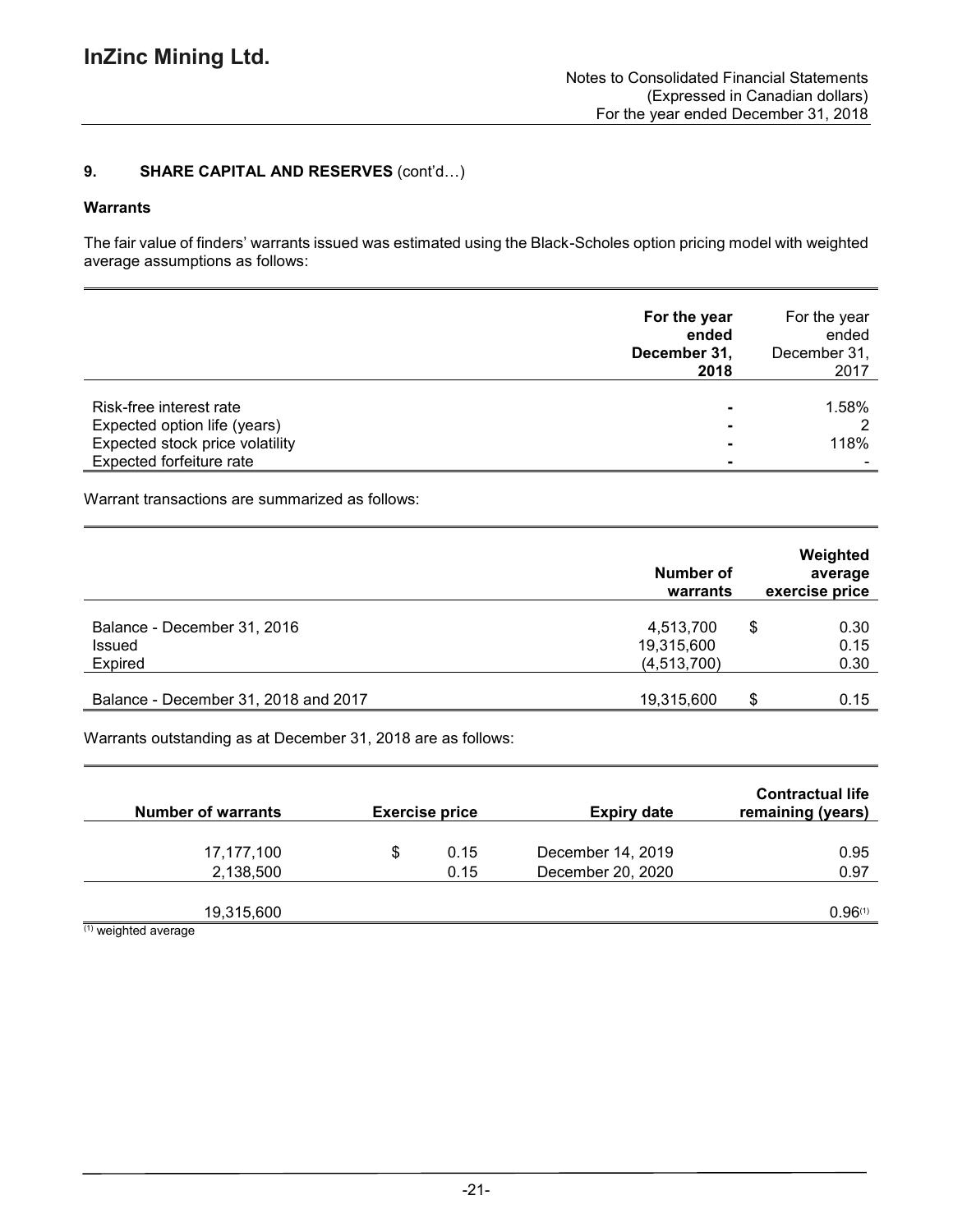## 9. SHARE CAPITAL AND RESERVES (cont'd…)

### Warrants

The fair value of finders' warrants issued was estimated using the Black-Scholes option pricing model with weighted average assumptions as follows:

| | **For the year ended December 31, 2018** | For the year ended December 31, 2017 |
|---|---|---|
| Risk-free interest rate | - | 1.58% |
| Expected option life (years) | - | 2 |
| Expected stock price volatility | - | 118% |
| Expected forfeiture rate | - | - |

Warrant transactions are summarized as follows:

| | **Number of warrants** | **Weighted average exercise price** |
|---|---|---|
| Balance - December 31, 2016 | 4,513,700 | $ 0.30 |
| Issued | 19,315,600 | 0.15 |
| Expired | (4,513,700) | 0.30 |
| Balance - December 31, 2018 and 2017 | 19,315,600 | $ 0.15 |

Warrants outstanding as at December 31, 2018 are as follows:

| **Number of warrants** | **Exercise price** | **Expiry date** | **Contractual life remaining (years)** |
|---|---|---|---|
| 17,177,100 | $ 0.15 | December 14, 2019 | 0.95 |
| 2,138,500 | 0.15 | December 20, 2020 | 0.97 |
| 19,315,600 | | | 0.96[(1)] |

[(1)] weighted average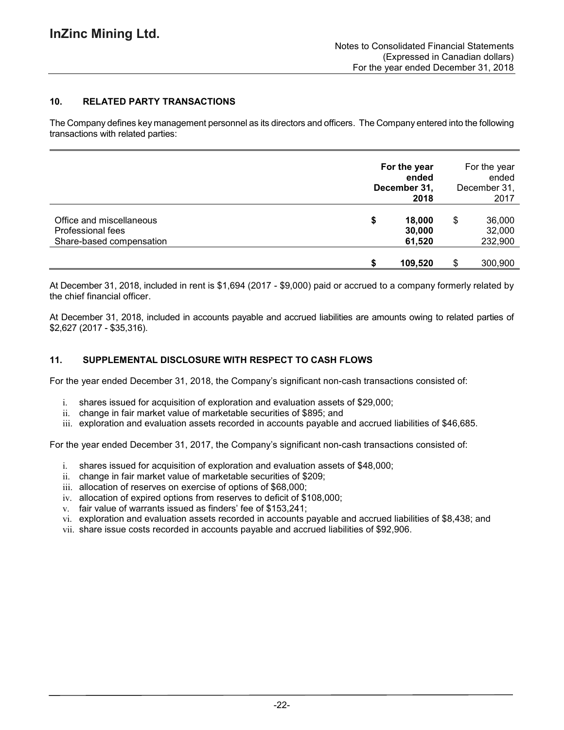## 10. RELATED PARTY TRANSACTIONS

The Company defines key management personnel as its directors and officers. The Company entered into the following transactions with related parties:

| | For the year ended December 31, 2018 | For the year ended December 31, 2017 |
|---|---|---|
| Office and miscellaneous | $ 18,000 | $ 36,000 |
| Professional fees | 30,000 | 32,000 |
| Share-based compensation | 61,520 | 232,900 |
| | $ 109,520 | $ 300,900 |

At December 31, 2018, included in rent is $1,694 (2017 - $9,000) paid or accrued to a company formerly related by the chief financial officer.

At December 31, 2018, included in accounts payable and accrued liabilities are amounts owing to related parties of $2,627 (2017 - $35,316).

## 11. SUPPLEMENTAL DISCLOSURE WITH RESPECT TO CASH FLOWS

For the year ended December 31, 2018, the Company's significant non-cash transactions consisted of:

i. shares issued for acquisition of exploration and evaluation assets of $29,000;
ii. change in fair market value of marketable securities of $895; and
iii. exploration and evaluation assets recorded in accounts payable and accrued liabilities of $46,685.

For the year ended December 31, 2017, the Company's significant non-cash transactions consisted of:

i. shares issued for acquisition of exploration and evaluation assets of $48,000;
ii. change in fair market value of marketable securities of $209;
iii. allocation of reserves on exercise of options of $68,000;
iv. allocation of expired options from reserves to deficit of $108,000;
v. fair value of warrants issued as finders' fee of $153,241;
vi. exploration and evaluation assets recorded in accounts payable and accrued liabilities of $8,438; and
vii. share issue costs recorded in accounts payable and accrued liabilities of $92,906.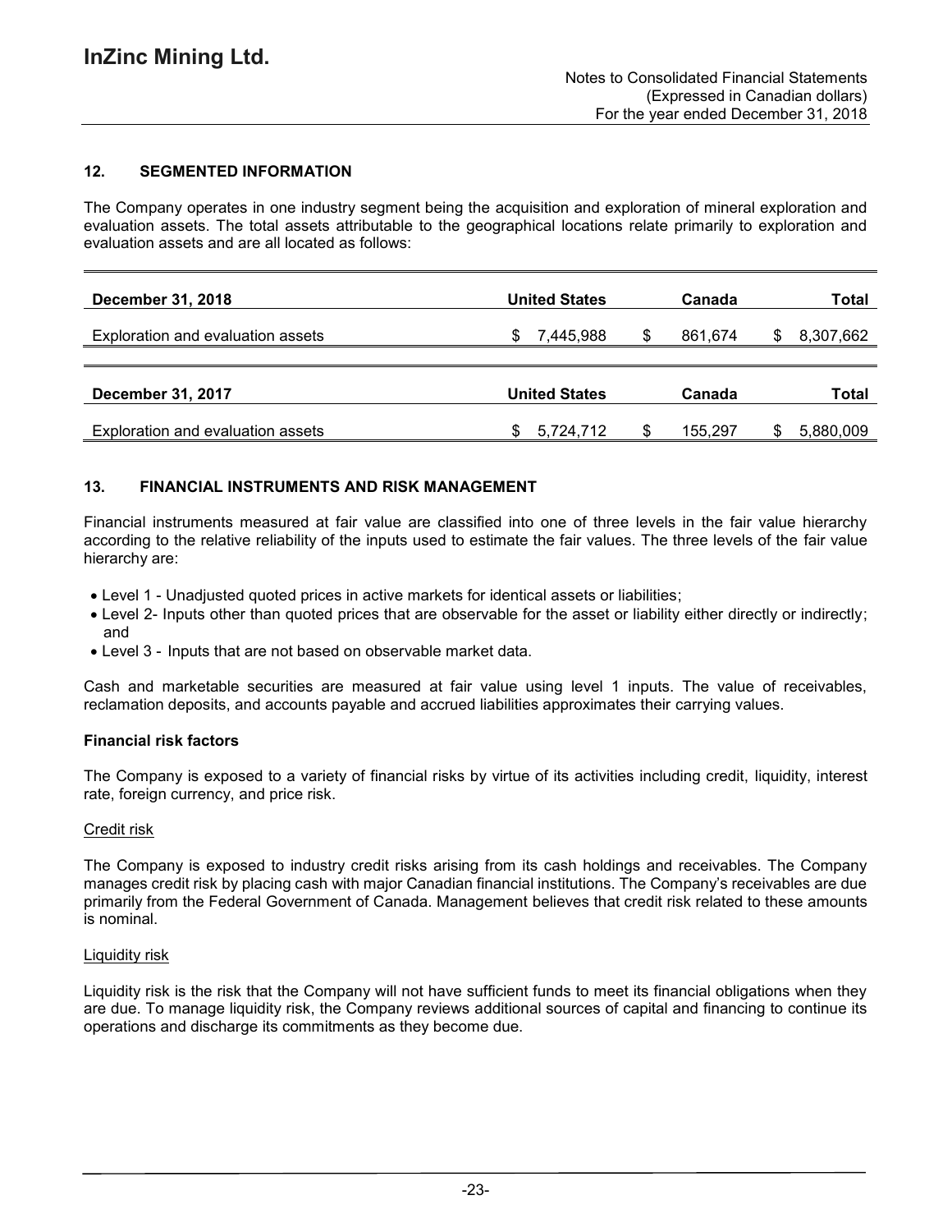## 12. SEGMENTED INFORMATION

The Company operates in one industry segment being the acquisition and exploration of mineral exploration and evaluation assets. The total assets attributable to the geographical locations relate primarily to exploration and evaluation assets and are all located as follows:

| December 31, 2018 | United States | Canada | Total |
|---|---|---|---|
| Exploration and evaluation assets | $ 7,445,988 | $ 861,674 | $ 8,307,662 |

| December 31, 2017 | United States | Canada | Total |
|---|---|---|---|
| Exploration and evaluation assets | $ 5,724,712 | $ 155,297 | $ 5,880,009 |

## 13. FINANCIAL INSTRUMENTS AND RISK MANAGEMENT

Financial instruments measured at fair value are classified into one of three levels in the fair value hierarchy according to the relative reliability of the inputs used to estimate the fair values. The three levels of the fair value hierarchy are:

- Level 1 - Unadjusted quoted prices in active markets for identical assets or liabilities;
- Level 2- Inputs other than quoted prices that are observable for the asset or liability either directly or indirectly; and
- Level 3 - Inputs that are not based on observable market data.

Cash and marketable securities are measured at fair value using level 1 inputs. The value of receivables, reclamation deposits, and accounts payable and accrued liabilities approximates their carrying values.

### Financial risk factors

The Company is exposed to a variety of financial risks by virtue of its activities including credit, liquidity, interest rate, foreign currency, and price risk.

Credit risk

The Company is exposed to industry credit risks arising from its cash holdings and receivables. The Company manages credit risk by placing cash with major Canadian financial institutions. The Company's receivables are due primarily from the Federal Government of Canada. Management believes that credit risk related to these amounts is nominal.

Liquidity risk

Liquidity risk is the risk that the Company will not have sufficient funds to meet its financial obligations when they are due. To manage liquidity risk, the Company reviews additional sources of capital and financing to continue its operations and discharge its commitments as they become due.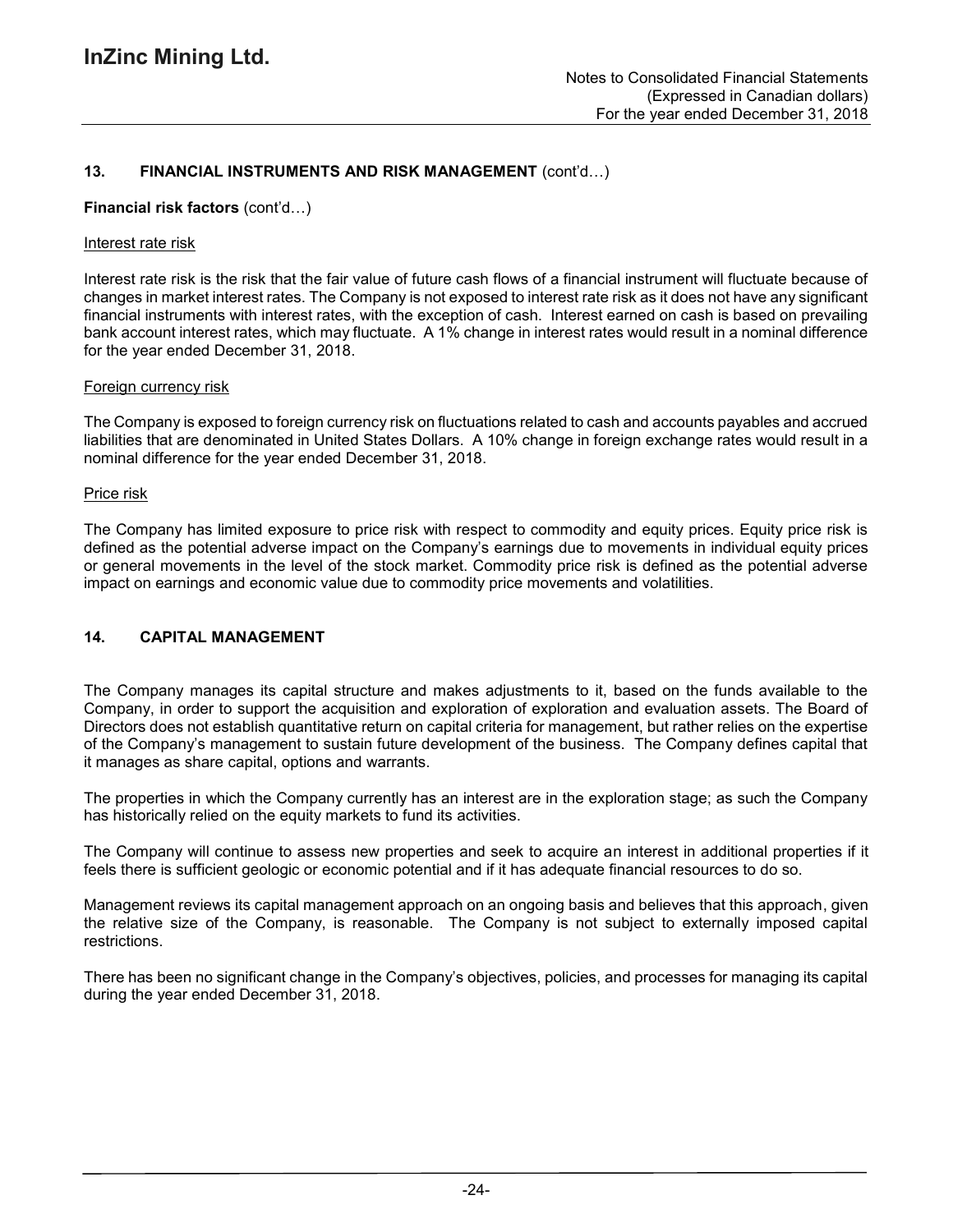## 13. FINANCIAL INSTRUMENTS AND RISK MANAGEMENT (cont'd…)

**Financial risk factors** (cont'd…)

Interest rate risk

Interest rate risk is the risk that the fair value of future cash flows of a financial instrument will fluctuate because of changes in market interest rates. The Company is not exposed to interest rate risk as it does not have any significant financial instruments with interest rates, with the exception of cash. Interest earned on cash is based on prevailing bank account interest rates, which may fluctuate. A 1% change in interest rates would result in a nominal difference for the year ended December 31, 2018.

Foreign currency risk

The Company is exposed to foreign currency risk on fluctuations related to cash and accounts payables and accrued liabilities that are denominated in United States Dollars. A 10% change in foreign exchange rates would result in a nominal difference for the year ended December 31, 2018.

Price risk

The Company has limited exposure to price risk with respect to commodity and equity prices. Equity price risk is defined as the potential adverse impact on the Company's earnings due to movements in individual equity prices or general movements in the level of the stock market. Commodity price risk is defined as the potential adverse impact on earnings and economic value due to commodity price movements and volatilities.

## 14. CAPITAL MANAGEMENT

The Company manages its capital structure and makes adjustments to it, based on the funds available to the Company, in order to support the acquisition and exploration of exploration and evaluation assets. The Board of Directors does not establish quantitative return on capital criteria for management, but rather relies on the expertise of the Company's management to sustain future development of the business. The Company defines capital that it manages as share capital, options and warrants.

The properties in which the Company currently has an interest are in the exploration stage; as such the Company has historically relied on the equity markets to fund its activities.

The Company will continue to assess new properties and seek to acquire an interest in additional properties if it feels there is sufficient geologic or economic potential and if it has adequate financial resources to do so.

Management reviews its capital management approach on an ongoing basis and believes that this approach, given the relative size of the Company, is reasonable. The Company is not subject to externally imposed capital restrictions.

There has been no significant change in the Company's objectives, policies, and processes for managing its capital during the year ended December 31, 2018.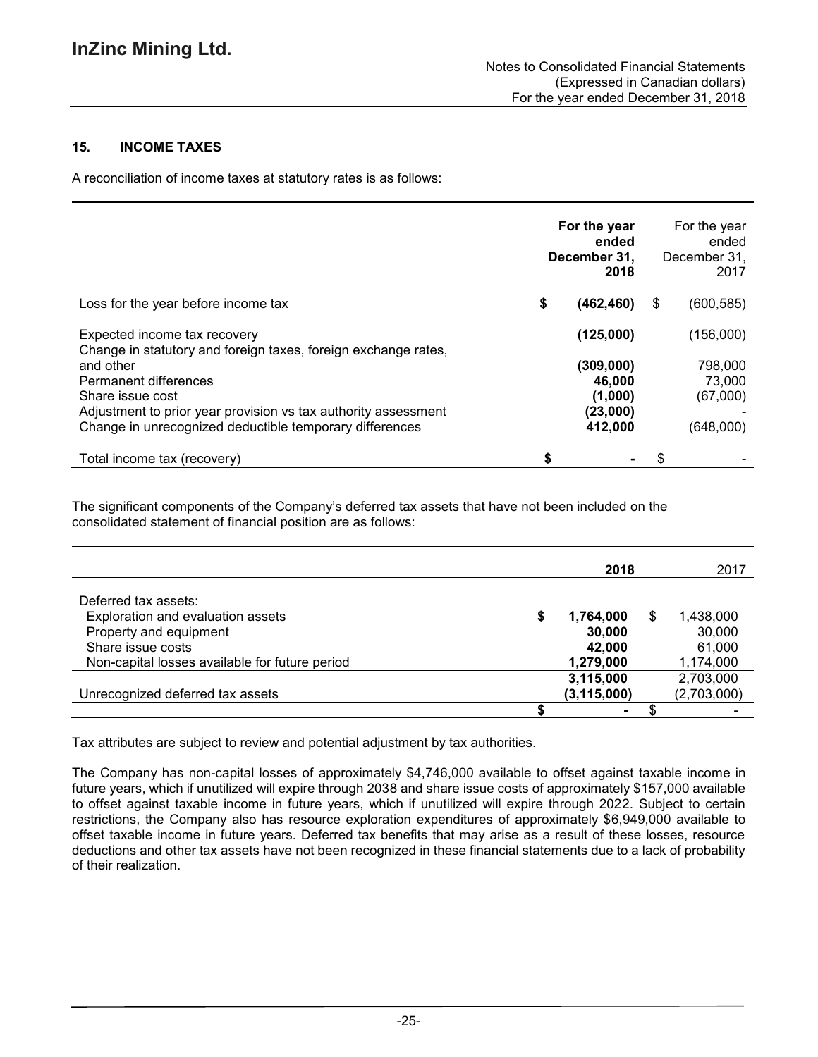## 15. INCOME TAXES

A reconciliation of income taxes at statutory rates is as follows:

| | For the year ended December 31, 2018 | For the year ended December 31, 2017 |
|---|---|---|
| Loss for the year before income tax | **$ (462,460)** | $ (600,585) |
| Expected income tax recovery | **(125,000)** | (156,000) |
| Change in statutory and foreign taxes, foreign exchange rates, and other | **(309,000)** | 798,000 |
| Permanent differences | **46,000** | 73,000 |
| Share issue cost | **(1,000)** | (67,000) |
| Adjustment to prior year provision vs tax authority assessment | **(23,000)** | - |
| Change in unrecognized deductible temporary differences | **412,000** | (648,000) |
| Total income tax (recovery) | **$ -** | $ - |

The significant components of the Company's deferred tax assets that have not been included on the consolidated statement of financial position are as follows:

| | 2018 | 2017 |
|---|---|---|
| Deferred tax assets: | | |
| Exploration and evaluation assets | **$ 1,764,000** | $ 1,438,000 |
| Property and equipment | **30,000** | 30,000 |
| Share issue costs | **42,000** | 61,000 |
| Non-capital losses available for future period | **1,279,000** | 1,174,000 |
| | **3,115,000** | 2,703,000 |
| Unrecognized deferred tax assets | **(3,115,000)** | (2,703,000) |
| | **$ -** | $ - |

Tax attributes are subject to review and potential adjustment by tax authorities.

The Company has non-capital losses of approximately $4,746,000 available to offset against taxable income in future years, which if unutilized will expire through 2038 and share issue costs of approximately $157,000 available to offset against taxable income in future years, which if unutilized will expire through 2022. Subject to certain restrictions, the Company also has resource exploration expenditures of approximately $6,949,000 available to offset taxable income in future years. Deferred tax benefits that may arise as a result of these losses, resource deductions and other tax assets have not been recognized in these financial statements due to a lack of probability of their realization.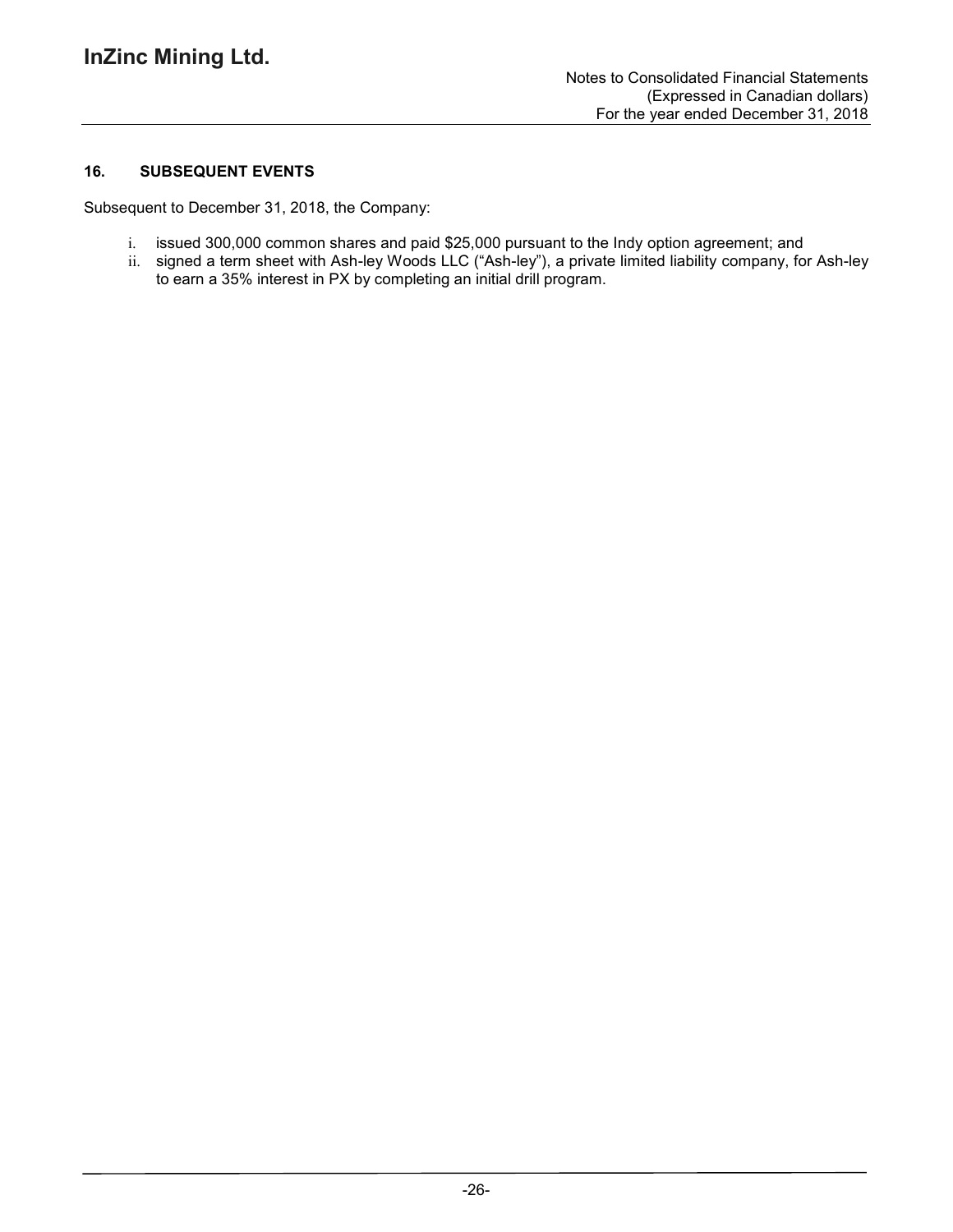## 16. SUBSEQUENT EVENTS

Subsequent to December 31, 2018, the Company:

i. issued 300,000 common shares and paid $25,000 pursuant to the Indy option agreement; and
ii. signed a term sheet with Ash-ley Woods LLC ("Ash-ley"), a private limited liability company, for Ash-ley to earn a 35% interest in PX by completing an initial drill program.